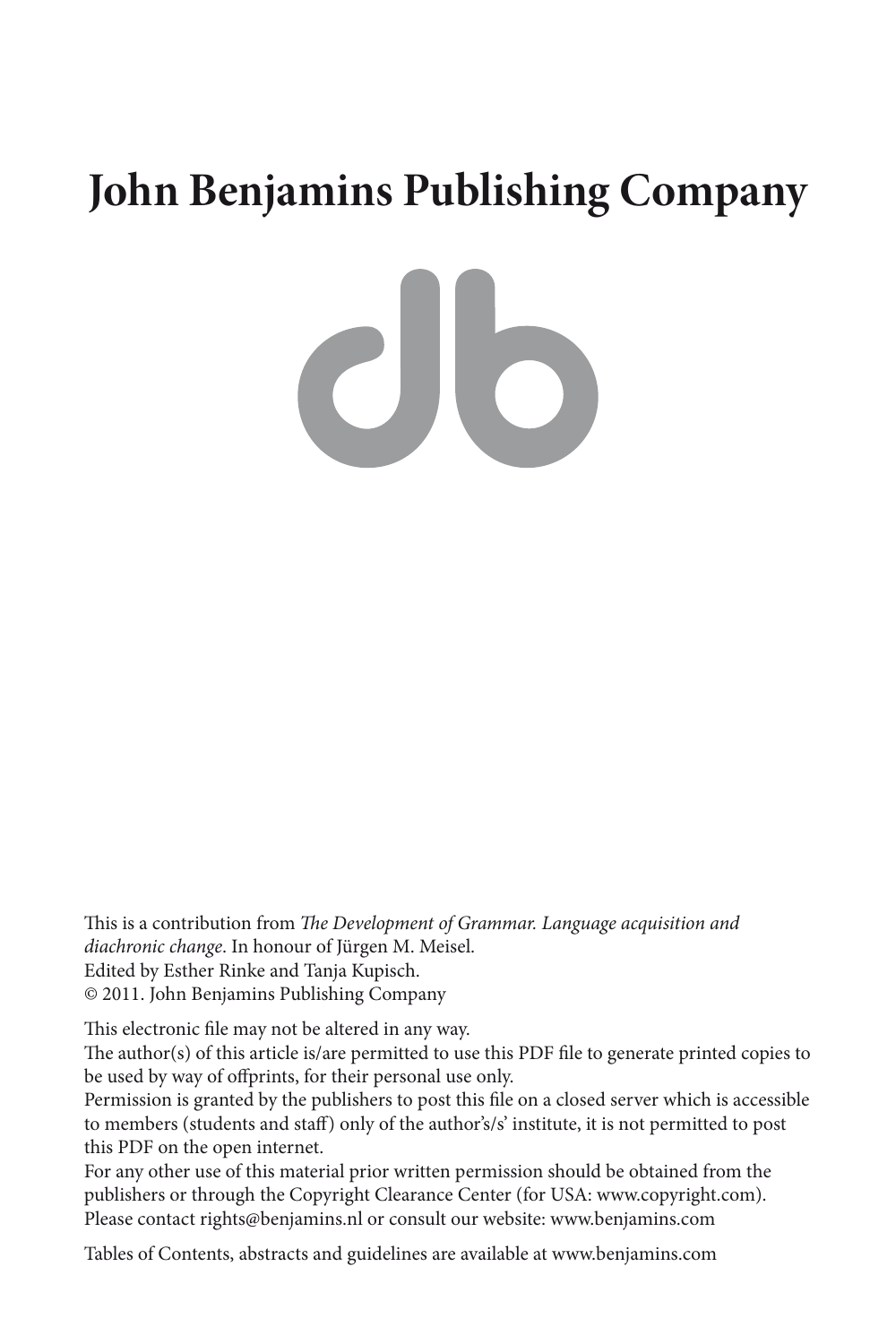# John Benjamins Publishing Company

This is a contribution from *The Development of Grammar. Language acquisition and diachronic change*. In honour of Jürgen M. Meisel.
Edited by Esther Rinke and Tanja Kupisch.
© 2011. John Benjamins Publishing Company

This electronic file may not be altered in any way.
The author(s) of this article is/are permitted to use this PDF file to generate printed copies to be used by way of offprints, for their personal use only.
Permission is granted by the publishers to post this file on a closed server which is accessible to members (students and staff) only of the author's/s' institute, it is not permitted to post this PDF on the open internet.
For any other use of this material prior written permission should be obtained from the publishers or through the Copyright Clearance Center (for USA: www.copyright.com).
Please contact rights@benjamins.nl or consult our website: www.benjamins.com

Tables of Contents, abstracts and guidelines are available at www.benjamins.com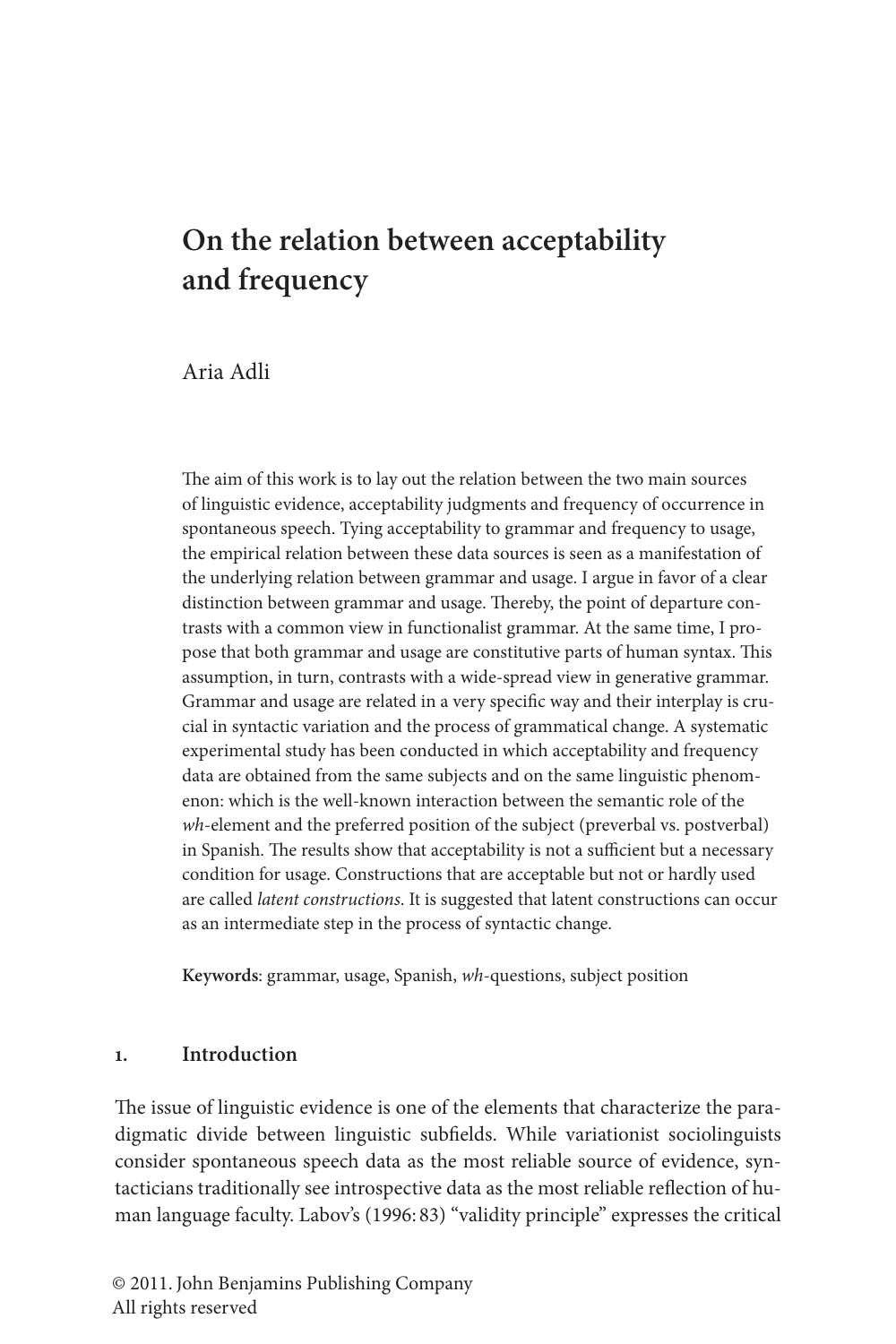# On the relation between acceptability and frequency

Aria Adli

The aim of this work is to lay out the relation between the two main sources of linguistic evidence, acceptability judgments and frequency of occurrence in spontaneous speech. Tying acceptability to grammar and frequency to usage, the empirical relation between these data sources is seen as a manifestation of the underlying relation between grammar and usage. I argue in favor of a clear distinction between grammar and usage. Thereby, the point of departure contrasts with a common view in functionalist grammar. At the same time, I propose that both grammar and usage are constitutive parts of human syntax. This assumption, in turn, contrasts with a wide-spread view in generative grammar. Grammar and usage are related in a very specific way and their interplay is crucial in syntactic variation and the process of grammatical change. A systematic experimental study has been conducted in which acceptability and frequency data are obtained from the same subjects and on the same linguistic phenomenon: which is the well-known interaction between the semantic role of the *wh*-element and the preferred position of the subject (preverbal vs. postverbal) in Spanish. The results show that acceptability is not a sufficient but a necessary condition for usage. Constructions that are acceptable but not or hardly used are called *latent constructions*. It is suggested that latent constructions can occur as an intermediate step in the process of syntactic change.

**Keywords**: grammar, usage, Spanish, *wh*-questions, subject position

## 1. Introduction

The issue of linguistic evidence is one of the elements that characterize the paradigmatic divide between linguistic subfields. While variationist sociolinguists consider spontaneous speech data as the most reliable source of evidence, syntacticians traditionally see introspective data as the most reliable reflection of human language faculty. Labov's (1996: 83) "validity principle" expresses the critical

© 2011. John Benjamins Publishing Company
All rights reserved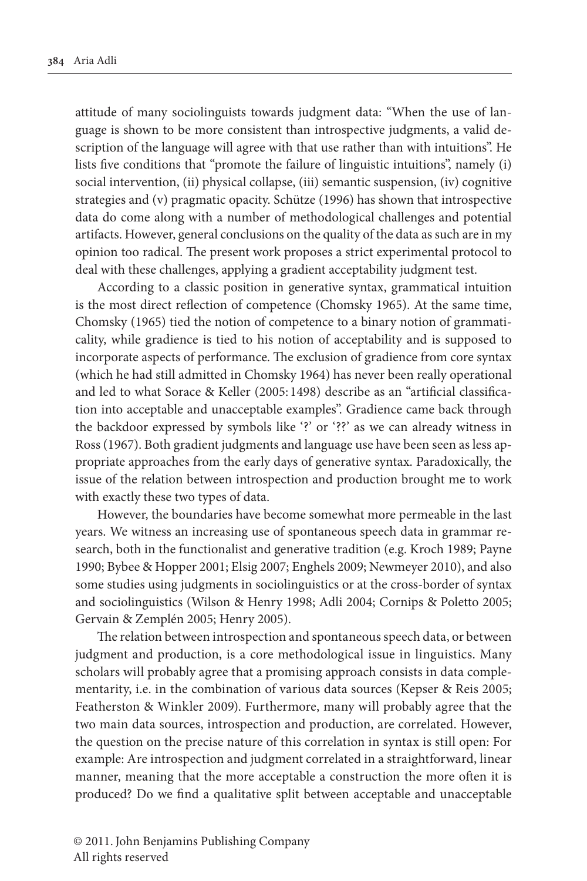attitude of many sociolinguists towards judgment data: "When the use of language is shown to be more consistent than introspective judgments, a valid description of the language will agree with that use rather than with intuitions". He lists five conditions that "promote the failure of linguistic intuitions", namely (i) social intervention, (ii) physical collapse, (iii) semantic suspension, (iv) cognitive strategies and (v) pragmatic opacity. Schütze (1996) has shown that introspective data do come along with a number of methodological challenges and potential artifacts. However, general conclusions on the quality of the data as such are in my opinion too radical. The present work proposes a strict experimental protocol to deal with these challenges, applying a gradient acceptability judgment test.

According to a classic position in generative syntax, grammatical intuition is the most direct reflection of competence (Chomsky 1965). At the same time, Chomsky (1965) tied the notion of competence to a binary notion of grammaticality, while gradience is tied to his notion of acceptability and is supposed to incorporate aspects of performance. The exclusion of gradience from core syntax (which he had still admitted in Chomsky 1964) has never been really operational and led to what Sorace & Keller (2005: 1498) describe as an "artificial classification into acceptable and unacceptable examples". Gradience came back through the backdoor expressed by symbols like '?' or '??' as we can already witness in Ross (1967). Both gradient judgments and language use have been seen as less appropriate approaches from the early days of generative syntax. Paradoxically, the issue of the relation between introspection and production brought me to work with exactly these two types of data.

However, the boundaries have become somewhat more permeable in the last years. We witness an increasing use of spontaneous speech data in grammar research, both in the functionalist and generative tradition (e.g. Kroch 1989; Payne 1990; Bybee & Hopper 2001; Elsig 2007; Enghels 2009; Newmeyer 2010), and also some studies using judgments in sociolinguistics or at the cross-border of syntax and sociolinguistics (Wilson & Henry 1998; Adli 2004; Cornips & Poletto 2005; Gervain & Zemplén 2005; Henry 2005).

The relation between introspection and spontaneous speech data, or between judgment and production, is a core methodological issue in linguistics. Many scholars will probably agree that a promising approach consists in data complementarity, i.e. in the combination of various data sources (Kepser & Reis 2005; Featherston & Winkler 2009). Furthermore, many will probably agree that the two main data sources, introspection and production, are correlated. However, the question on the precise nature of this correlation in syntax is still open: For example: Are introspection and judgment correlated in a straightforward, linear manner, meaning that the more acceptable a construction the more often it is produced? Do we find a qualitative split between acceptable and unacceptable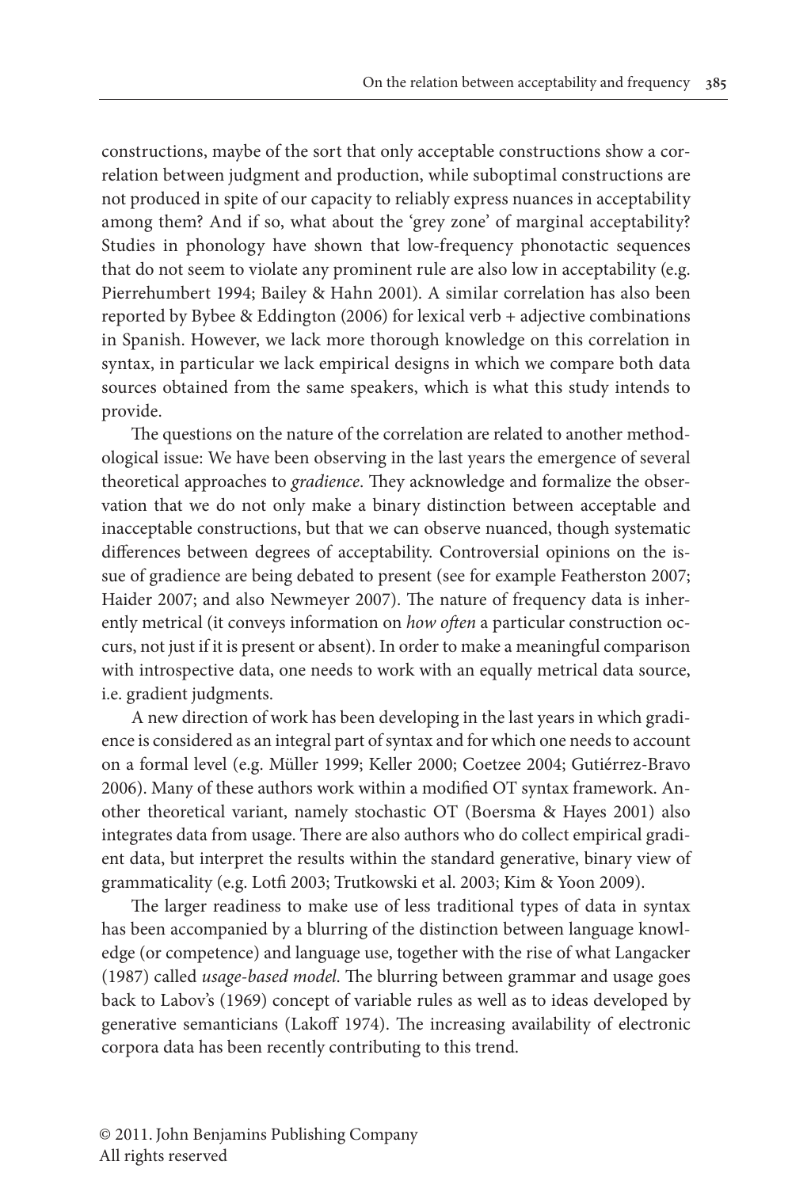constructions, maybe of the sort that only acceptable constructions show a correlation between judgment and production, while suboptimal constructions are not produced in spite of our capacity to reliably express nuances in acceptability among them? And if so, what about the 'grey zone' of marginal acceptability? Studies in phonology have shown that low-frequency phonotactic sequences that do not seem to violate any prominent rule are also low in acceptability (e.g. Pierrehumbert 1994; Bailey & Hahn 2001). A similar correlation has also been reported by Bybee & Eddington (2006) for lexical verb + adjective combinations in Spanish. However, we lack more thorough knowledge on this correlation in syntax, in particular we lack empirical designs in which we compare both data sources obtained from the same speakers, which is what this study intends to provide.

The questions on the nature of the correlation are related to another methodological issue: We have been observing in the last years the emergence of several theoretical approaches to *gradience*. They acknowledge and formalize the observation that we do not only make a binary distinction between acceptable and inacceptable constructions, but that we can observe nuanced, though systematic differences between degrees of acceptability. Controversial opinions on the issue of gradience are being debated to present (see for example Featherston 2007; Haider 2007; and also Newmeyer 2007). The nature of frequency data is inherently metrical (it conveys information on *how often* a particular construction occurs, not just if it is present or absent). In order to make a meaningful comparison with introspective data, one needs to work with an equally metrical data source, i.e. gradient judgments.

A new direction of work has been developing in the last years in which gradience is considered as an integral part of syntax and for which one needs to account on a formal level (e.g. Müller 1999; Keller 2000; Coetzee 2004; Gutiérrez-Bravo 2006). Many of these authors work within a modified OT syntax framework. Another theoretical variant, namely stochastic OT (Boersma & Hayes 2001) also integrates data from usage. There are also authors who do collect empirical gradient data, but interpret the results within the standard generative, binary view of grammaticality (e.g. Lotfi 2003; Trutkowski et al. 2003; Kim & Yoon 2009).

The larger readiness to make use of less traditional types of data in syntax has been accompanied by a blurring of the distinction between language knowledge (or competence) and language use, together with the rise of what Langacker (1987) called *usage-based model*. The blurring between grammar and usage goes back to Labov's (1969) concept of variable rules as well as to ideas developed by generative semanticians (Lakoff 1974). The increasing availability of electronic corpora data has been recently contributing to this trend.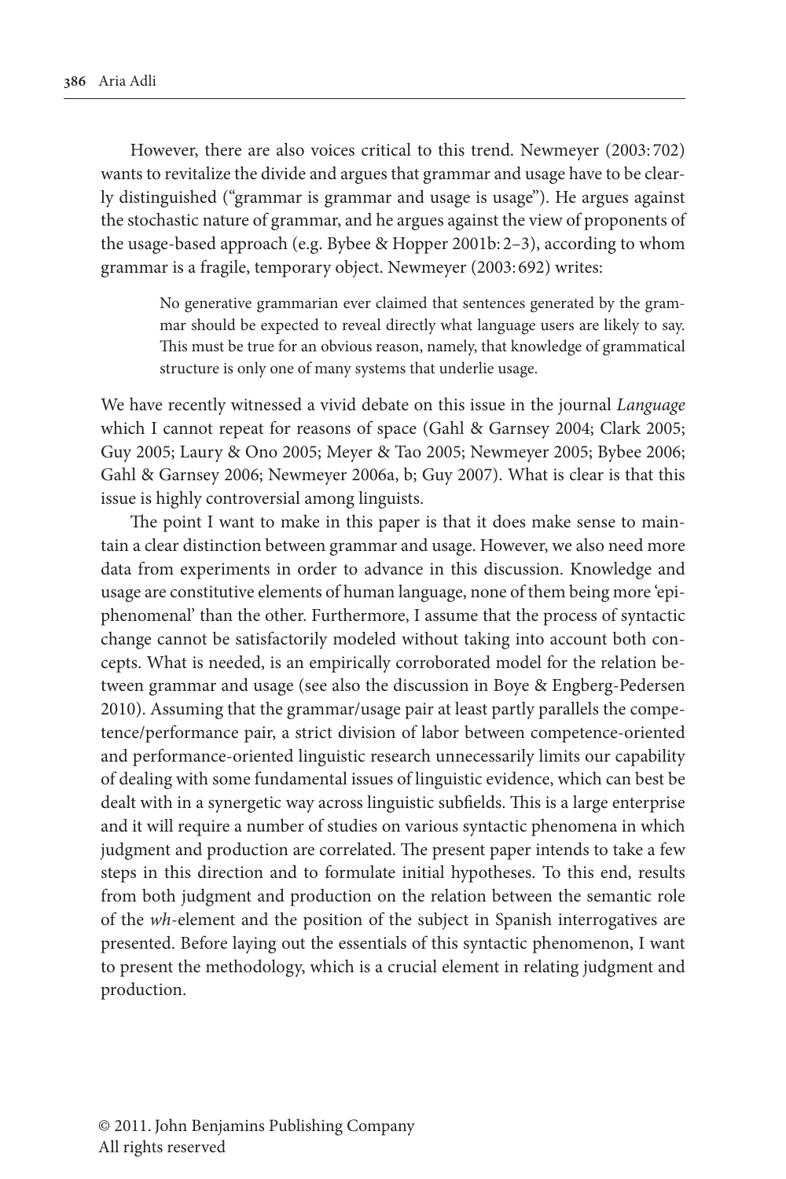However, there are also voices critical to this trend. Newmeyer (2003: 702) wants to revitalize the divide and argues that grammar and usage have to be clearly distinguished ("grammar is grammar and usage is usage"). He argues against the stochastic nature of grammar, and he argues against the view of proponents of the usage-based approach (e.g. Bybee & Hopper 2001b: 2–3), according to whom grammar is a fragile, temporary object. Newmeyer (2003: 692) writes:

> No generative grammarian ever claimed that sentences generated by the grammar should be expected to reveal directly what language users are likely to say. This must be true for an obvious reason, namely, that knowledge of grammatical structure is only one of many systems that underlie usage.

We have recently witnessed a vivid debate on this issue in the journal *Language* which I cannot repeat for reasons of space (Gahl & Garnsey 2004; Clark 2005; Guy 2005; Laury & Ono 2005; Meyer & Tao 2005; Newmeyer 2005; Bybee 2006; Gahl & Garnsey 2006; Newmeyer 2006a, b; Guy 2007). What is clear is that this issue is highly controversial among linguists.

The point I want to make in this paper is that it does make sense to maintain a clear distinction between grammar and usage. However, we also need more data from experiments in order to advance in this discussion. Knowledge and usage are constitutive elements of human language, none of them being more 'epiphenomenal' than the other. Furthermore, I assume that the process of syntactic change cannot be satisfactorily modeled without taking into account both concepts. What is needed, is an empirically corroborated model for the relation between grammar and usage (see also the discussion in Boye & Engberg-Pedersen 2010). Assuming that the grammar/usage pair at least partly parallels the competence/performance pair, a strict division of labor between competence-oriented and performance-oriented linguistic research unnecessarily limits our capability of dealing with some fundamental issues of linguistic evidence, which can best be dealt with in a synergetic way across linguistic subfields. This is a large enterprise and it will require a number of studies on various syntactic phenomena in which judgment and production are correlated. The present paper intends to take a few steps in this direction and to formulate initial hypotheses. To this end, results from both judgment and production on the relation between the semantic role of the *wh*-element and the position of the subject in Spanish interrogatives are presented. Before laying out the essentials of this syntactic phenomenon, I want to present the methodology, which is a crucial element in relating judgment and production.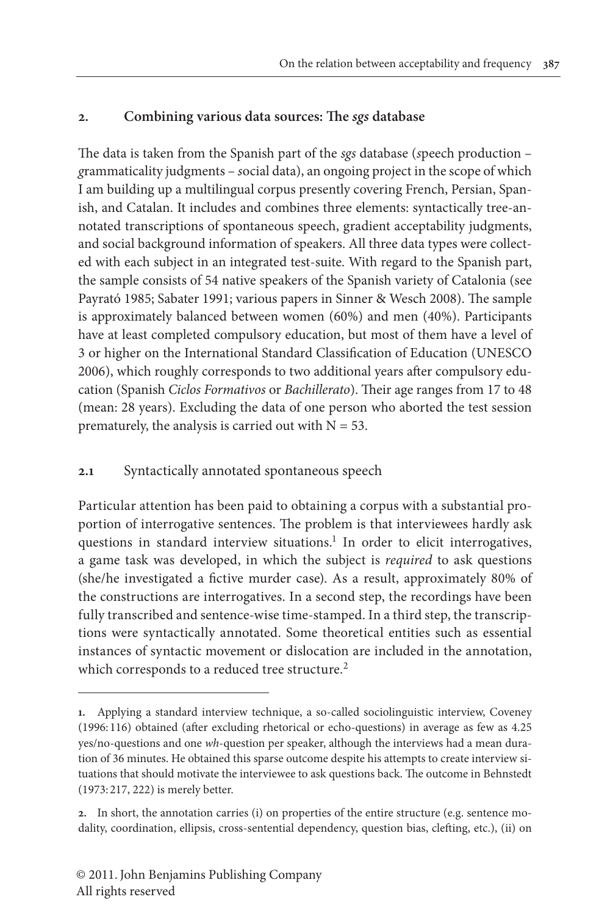## 2. Combining various data sources: The *sgs* database

The data is taken from the Spanish part of the *sgs* database (*s*peech production – *g*rammaticality judgments – *s*ocial data), an ongoing project in the scope of which I am building up a multilingual corpus presently covering French, Persian, Spanish, and Catalan. It includes and combines three elements: syntactically tree-annotated transcriptions of spontaneous speech, gradient acceptability judgments, and social background information of speakers. All three data types were collected with each subject in an integrated test-suite. With regard to the Spanish part, the sample consists of 54 native speakers of the Spanish variety of Catalonia (see Payrató 1985; Sabater 1991; various papers in Sinner & Wesch 2008). The sample is approximately balanced between women (60%) and men (40%). Participants have at least completed compulsory education, but most of them have a level of 3 or higher on the International Standard Classification of Education (UNESCO 2006), which roughly corresponds to two additional years after compulsory education (Spanish *Ciclos Formativos* or *Bachillerato*). Their age ranges from 17 to 48 (mean: 28 years). Excluding the data of one person who aborted the test session prematurely, the analysis is carried out with N = 53.

### 2.1 Syntactically annotated spontaneous speech

Particular attention has been paid to obtaining a corpus with a substantial proportion of interrogative sentences. The problem is that interviewees hardly ask questions in standard interview situations.[1] In order to elicit interrogatives, a game task was developed, in which the subject is *required* to ask questions (she/he investigated a fictive murder case). As a result, approximately 80% of the constructions are interrogatives. In a second step, the recordings have been fully transcribed and sentence-wise time-stamped. In a third step, the transcriptions were syntactically annotated. Some theoretical entities such as essential instances of syntactic movement or dislocation are included in the annotation, which corresponds to a reduced tree structure.[2]

---

1. Applying a standard interview technique, a so-called sociolinguistic interview, Coveney (1996: 116) obtained (after excluding rhetorical or echo-questions) in average as few as 4.25 yes/no-questions and one *wh*-question per speaker, although the interviews had a mean duration of 36 minutes. He obtained this sparse outcome despite his attempts to create interview situations that should motivate the interviewee to ask questions back. The outcome in Behnstedt (1973: 217, 222) is merely better.

2. In short, the annotation carries (i) on properties of the entire structure (e.g. sentence modality, coordination, ellipsis, cross-sentential dependency, question bias, clefting, etc.), (ii) on

© 2011. John Benjamins Publishing Company
All rights reserved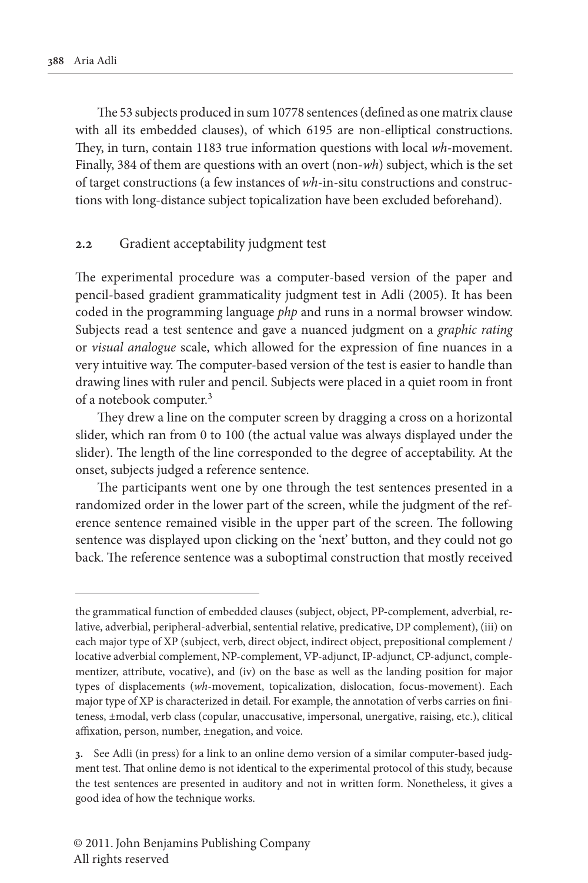The 53 subjects produced in sum 10778 sentences (defined as one matrix clause with all its embedded clauses), of which 6195 are non-elliptical constructions. They, in turn, contain 1183 true information questions with local *wh*-movement. Finally, 384 of them are questions with an overt (non-*wh*) subject, which is the set of target constructions (a few instances of *wh*-in-situ constructions and constructions with long-distance subject topicalization have been excluded beforehand).

## 2.2 Gradient acceptability judgment test

The experimental procedure was a computer-based version of the paper and pencil-based gradient grammaticality judgment test in Adli (2005). It has been coded in the programming language *php* and runs in a normal browser window. Subjects read a test sentence and gave a nuanced judgment on a *graphic rating* or *visual analogue* scale, which allowed for the expression of fine nuances in a very intuitive way. The computer-based version of the test is easier to handle than drawing lines with ruler and pencil. Subjects were placed in a quiet room in front of a notebook computer.[3]

They drew a line on the computer screen by dragging a cross on a horizontal slider, which ran from 0 to 100 (the actual value was always displayed under the slider). The length of the line corresponded to the degree of acceptability. At the onset, subjects judged a reference sentence.

The participants went one by one through the test sentences presented in a randomized order in the lower part of the screen, while the judgment of the reference sentence remained visible in the upper part of the screen. The following sentence was displayed upon clicking on the 'next' button, and they could not go back. The reference sentence was a suboptimal construction that mostly received

---

the grammatical function of embedded clauses (subject, object, PP-complement, adverbial, relative, adverbial, peripheral-adverbial, sentential relative, predicative, DP complement), (iii) on each major type of XP (subject, verb, direct object, indirect object, prepositional complement / locative adverbial complement, NP-complement, VP-adjunct, IP-adjunct, CP-adjunct, complementizer, attribute, vocative), and (iv) on the base as well as the landing position for major types of displacements (*wh*-movement, topicalization, dislocation, focus-movement). Each major type of XP is characterized in detail. For example, the annotation of verbs carries on finiteness, ±modal, verb class (copular, unaccusative, impersonal, unergative, raising, etc.), clitical affixation, person, number, ±negation, and voice.

3. See Adli (in press) for a link to an online demo version of a similar computer-based judgment test. That online demo is not identical to the experimental protocol of this study, because the test sentences are presented in auditory and not in written form. Nonetheless, it gives a good idea of how the technique works.

© 2011. John Benjamins Publishing Company
All rights reserved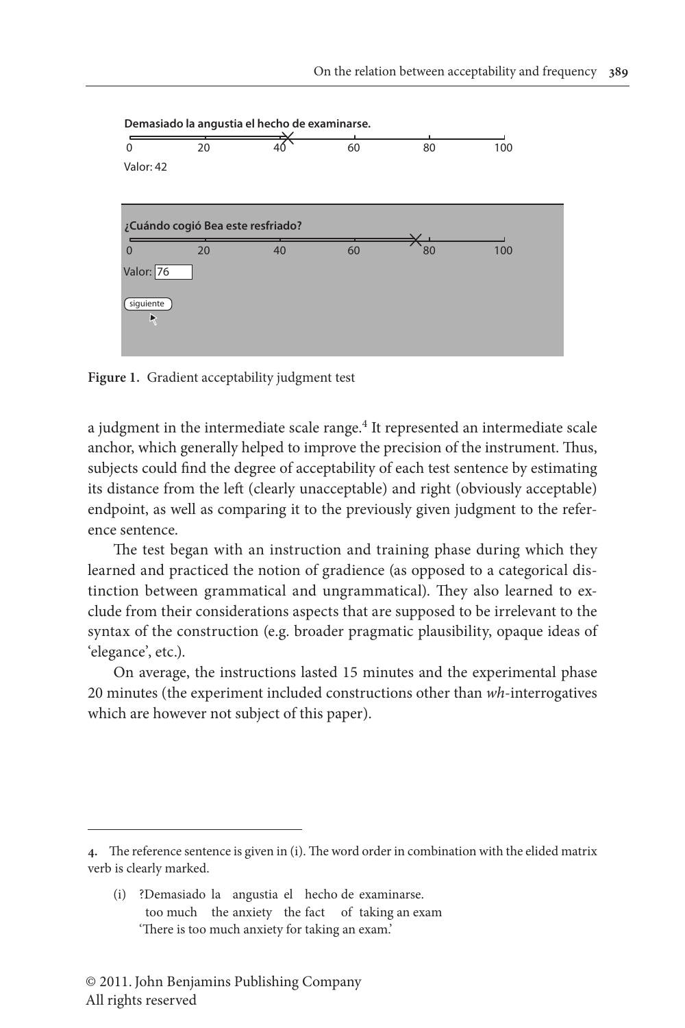Demasiado la angustia el hecho de examinarse.

0 20 40 60 80 100

Valor: 42

¿Cuándo cogió Bea este resfriado?

0 20 40 60 80 100

Valor: 76

siguiente

**Figure 1.** Gradient acceptability judgment test

a judgment in the intermediate scale range.[4] It represented an intermediate scale anchor, which generally helped to improve the precision of the instrument. Thus, subjects could find the degree of acceptability of each test sentence by estimating its distance from the left (clearly unacceptable) and right (obviously acceptable) endpoint, as well as comparing it to the previously given judgment to the reference sentence.

The test began with an instruction and training phase during which they learned and practiced the notion of gradience (as opposed to a categorical distinction between grammatical and ungrammatical). They also learned to exclude from their considerations aspects that are supposed to be irrelevant to the syntax of the construction (e.g. broader pragmatic plausibility, opaque ideas of 'elegance', etc.).

On average, the instructions lasted 15 minutes and the experimental phase 20 minutes (the experiment included constructions other than *wh*-interrogatives which are however not subject of this paper).

---

**4.** The reference sentence is given in (i). The word order in combination with the elided matrix verb is clearly marked.

(i) ?Demasiado la angustia el hecho de examinarse.
too much the anxiety the fact of taking an exam
'There is too much anxiety for taking an exam.'

© 2011. John Benjamins Publishing Company
All rights reserved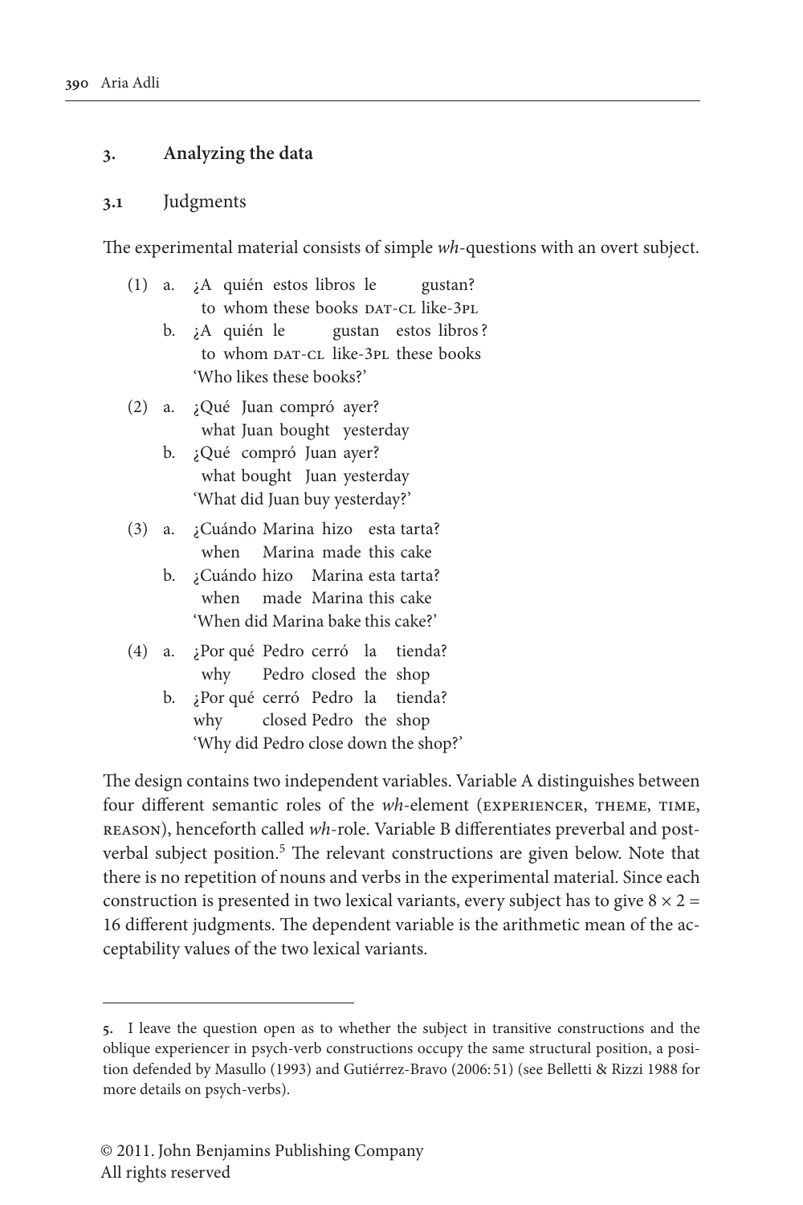## 3. Analyzing the data

### 3.1 Judgments

The experimental material consists of simple *wh*-questions with an overt subject.

(1) a. ¿A quién estos libros le gustan?
   to whom these books DAT-CL like-3PL
  b. ¿A quién le gustan estos libros?
   to whom DAT-CL like-3PL these books
   'Who likes these books?'

(2) a. ¿Qué Juan compró ayer?
   what Juan bought yesterday
  b. ¿Qué compró Juan ayer?
   what bought Juan yesterday
   'What did Juan buy yesterday?'

(3) a. ¿Cuándo Marina hizo esta tarta?
   when Marina made this cake
  b. ¿Cuándo hizo Marina esta tarta?
   when made Marina this cake
   'When did Marina bake this cake?'

(4) a. ¿Por qué Pedro cerró la tienda?
   why Pedro closed the shop
  b. ¿Por qué cerró Pedro la tienda?
   why closed Pedro the shop
   'Why did Pedro close down the shop?'

The design contains two independent variables. Variable A distinguishes between four different semantic roles of the *wh*-element (EXPERIENCER, THEME, TIME, REASON), henceforth called *wh*-role. Variable B differentiates preverbal and postverbal subject position.[5] The relevant constructions are given below. Note that there is no repetition of nouns and verbs in the experimental material. Since each construction is presented in two lexical variants, every subject has to give $8 \times 2 = 16$ different judgments. The dependent variable is the arithmetic mean of the acceptability values of the two lexical variants.

---

5. I leave the question open as to whether the subject in transitive constructions and the oblique experiencer in psych-verb constructions occupy the same structural position, a position defended by Masullo (1993) and Gutiérrez-Bravo (2006: 51) (see Belletti & Rizzi 1988 for more details on psych-verbs).

© 2011. John Benjamins Publishing Company
All rights reserved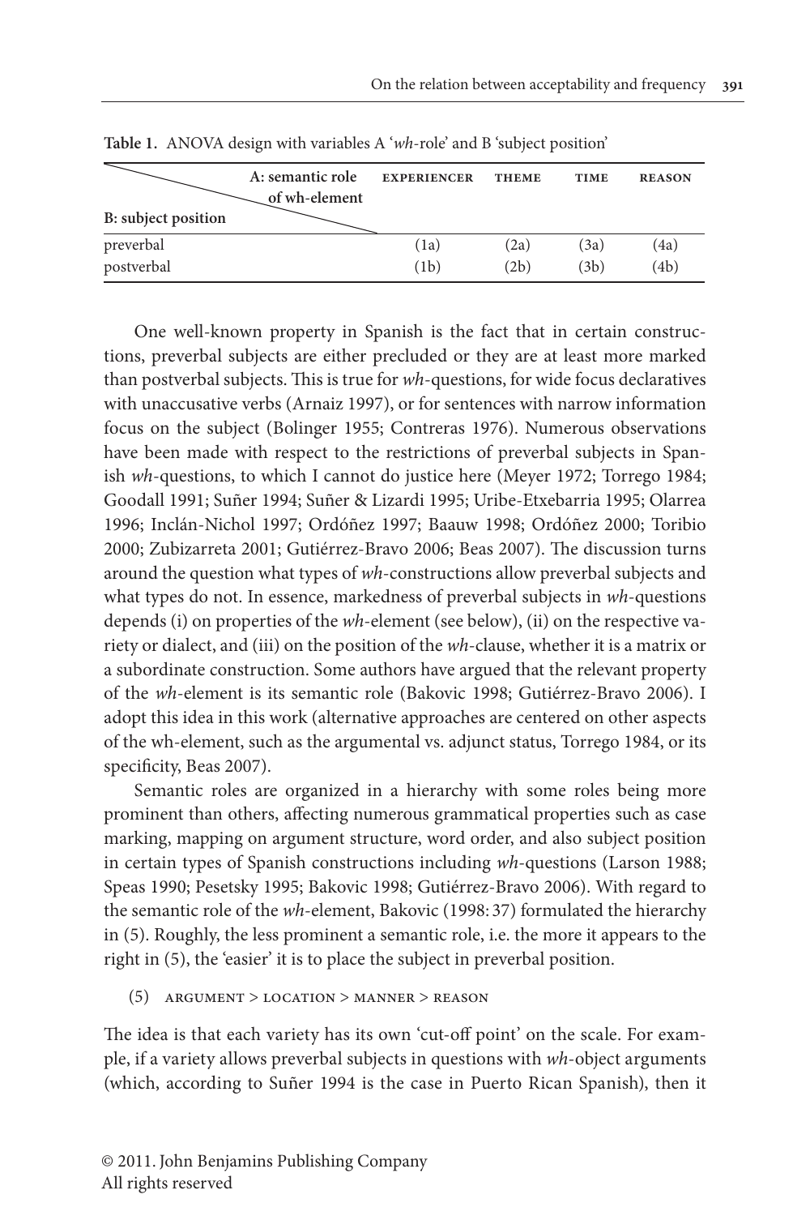**Table 1.** ANOVA design with variables A '*wh*-role' and B 'subject position'

| B: subject position \ A: semantic role of wh-element | EXPERIENCER | THEME | TIME | REASON |
|---|---|---|---|---|
| preverbal | (1a) | (2a) | (3a) | (4a) |
| postverbal | (1b) | (2b) | (3b) | (4b) |

One well-known property in Spanish is the fact that in certain constructions, preverbal subjects are either precluded or they are at least more marked than postverbal subjects. This is true for *wh*-questions, for wide focus declaratives with unaccusative verbs (Arnaiz 1997), or for sentences with narrow information focus on the subject (Bolinger 1955; Contreras 1976). Numerous observations have been made with respect to the restrictions of preverbal subjects in Spanish *wh*-questions, to which I cannot do justice here (Meyer 1972; Torrego 1984; Goodall 1991; Suñer 1994; Suñer & Lizardi 1995; Uribe-Etxebarria 1995; Olarrea 1996; Inclán-Nichol 1997; Ordóñez 1997; Baauw 1998; Ordóñez 2000; Toribio 2000; Zubizarreta 2001; Gutiérrez-Bravo 2006; Beas 2007). The discussion turns around the question what types of *wh*-constructions allow preverbal subjects and what types do not. In essence, markedness of preverbal subjects in *wh*-questions depends (i) on properties of the *wh*-element (see below), (ii) on the respective variety or dialect, and (iii) on the position of the *wh*-clause, whether it is a matrix or a subordinate construction. Some authors have argued that the relevant property of the *wh*-element is its semantic role (Bakovic 1998; Gutiérrez-Bravo 2006). I adopt this idea in this work (alternative approaches are centered on other aspects of the wh-element, such as the argumental vs. adjunct status, Torrego 1984, or its specificity, Beas 2007).

Semantic roles are organized in a hierarchy with some roles being more prominent than others, affecting numerous grammatical properties such as case marking, mapping on argument structure, word order, and also subject position in certain types of Spanish constructions including *wh*-questions (Larson 1988; Speas 1990; Pesetsky 1995; Bakovic 1998; Gutiérrez-Bravo 2006). With regard to the semantic role of the *wh*-element, Bakovic (1998: 37) formulated the hierarchy in (5). Roughly, the less prominent a semantic role, i.e. the more it appears to the right in (5), the 'easier' it is to place the subject in preverbal position.

(5) ARGUMENT > LOCATION > MANNER > REASON

The idea is that each variety has its own 'cut-off point' on the scale. For example, if a variety allows preverbal subjects in questions with *wh*-object arguments (which, according to Suñer 1994 is the case in Puerto Rican Spanish), then it

© 2011. John Benjamins Publishing Company
All rights reserved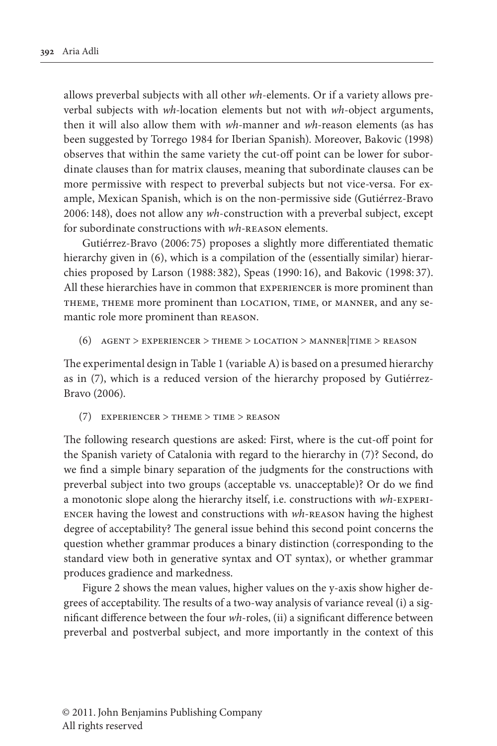allows preverbal subjects with all other *wh*-elements. Or if a variety allows preverbal subjects with *wh*-location elements but not with *wh*-object arguments, then it will also allow them with *wh*-manner and *wh*-reason elements (as has been suggested by Torrego 1984 for Iberian Spanish). Moreover, Bakovic (1998) observes that within the same variety the cut-off point can be lower for subordinate clauses than for matrix clauses, meaning that subordinate clauses can be more permissive with respect to preverbal subjects but not vice-versa. For example, Mexican Spanish, which is on the non-permissive side (Gutiérrez-Bravo 2006: 148), does not allow any *wh*-construction with a preverbal subject, except for subordinate constructions with *wh*-REASON elements.

Gutiérrez-Bravo (2006: 75) proposes a slightly more differentiated thematic hierarchy given in (6), which is a compilation of the (essentially similar) hierarchies proposed by Larson (1988: 382), Speas (1990: 16), and Bakovic (1998: 37). All these hierarchies have in common that EXPERIENCER is more prominent than THEME, THEME more prominent than LOCATION, TIME, or MANNER, and any semantic role more prominent than REASON.

(6) AGENT > EXPERIENCER > THEME > LOCATION > MANNER|TIME > REASON

The experimental design in Table 1 (variable A) is based on a presumed hierarchy as in (7), which is a reduced version of the hierarchy proposed by Gutiérrez-Bravo (2006).

(7) EXPERIENCER > THEME > TIME > REASON

The following research questions are asked: First, where is the cut-off point for the Spanish variety of Catalonia with regard to the hierarchy in (7)? Second, do we find a simple binary separation of the judgments for the constructions with preverbal subject into two groups (acceptable vs. unacceptable)? Or do we find a monotonic slope along the hierarchy itself, i.e. constructions with *wh*-EXPERIENCER having the lowest and constructions with *wh*-REASON having the highest degree of acceptability? The general issue behind this second point concerns the question whether grammar produces a binary distinction (corresponding to the standard view both in generative syntax and OT syntax), or whether grammar produces gradience and markedness.

Figure 2 shows the mean values, higher values on the y-axis show higher degrees of acceptability. The results of a two-way analysis of variance reveal (i) a significant difference between the four *wh*-roles, (ii) a significant difference between preverbal and postverbal subject, and more importantly in the context of this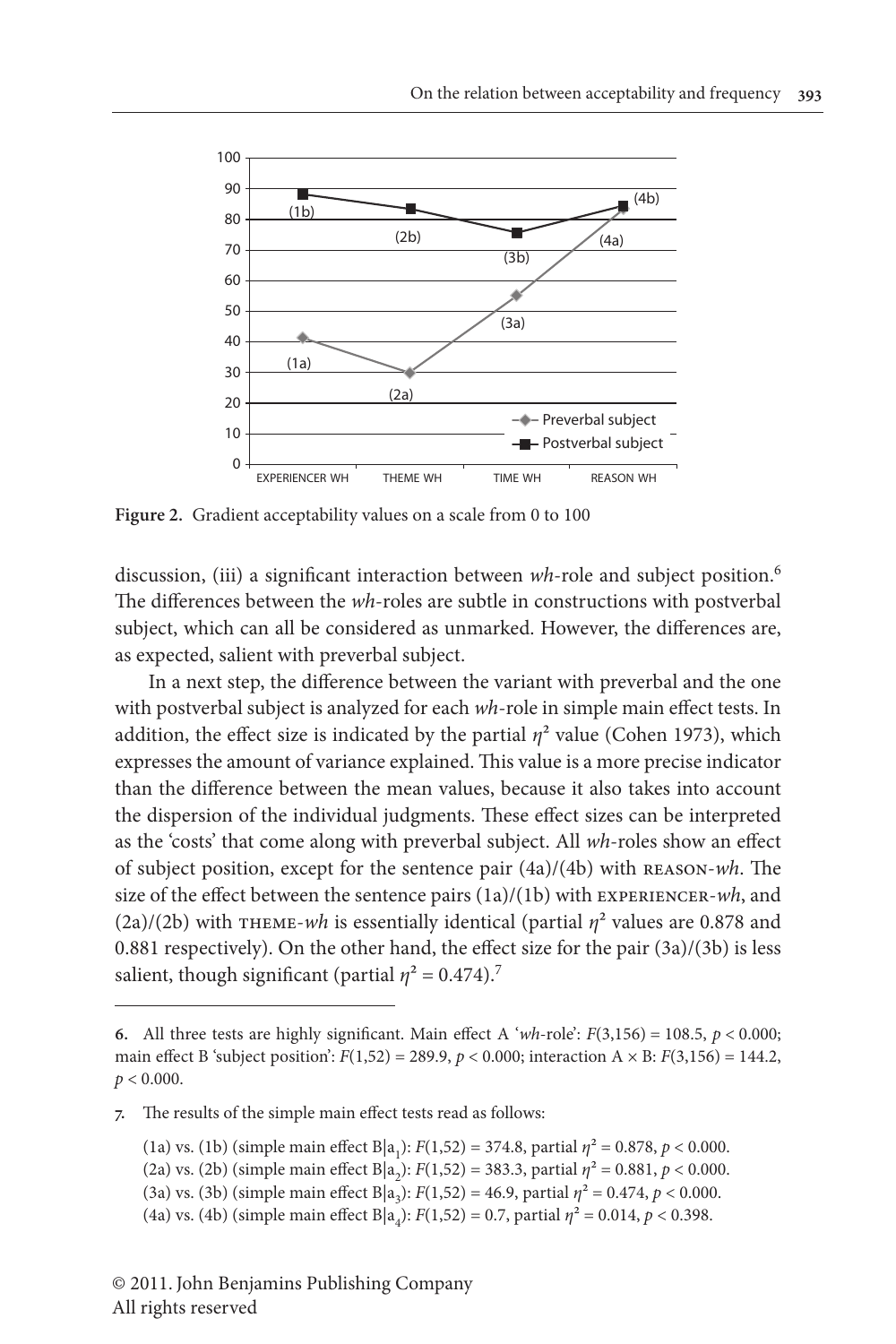100
90
80
70
60
50
40
30
20
10
0

(1b)
(2b)
(3b)
(4b)
(4a)
(3a)
(1a)
(2a)

Preverbal subject
Postverbal subject

EXPERIENCER WH
THEME WH
TIME WH
REASON WH

**Figure 2.** Gradient acceptability values on a scale from 0 to 100

discussion, (iii) a significant interaction between *wh*-role and subject position.[6] The differences between the *wh*-roles are subtle in constructions with postverbal subject, which can all be considered as unmarked. However, the differences are, as expected, salient with preverbal subject.

In a next step, the difference between the variant with preverbal and the one with postverbal subject is analyzed for each *wh*-role in simple main effect tests. In addition, the effect size is indicated by the partial $\eta^2$ value (Cohen 1973), which expresses the amount of variance explained. This value is a more precise indicator than the difference between the mean values, because it also takes into account the dispersion of the individual judgments. These effect sizes can be interpreted as the 'costs' that come along with preverbal subject. All *wh*-roles show an effect of subject position, except for the sentence pair (4a)/(4b) with REASON-*wh*. The size of the effect between the sentence pairs (1a)/(1b) with EXPERIENCER-*wh*, and (2a)/(2b) with THEME-*wh* is essentially identical (partial $\eta^2$ values are 0.878 and 0.881 respectively). On the other hand, the effect size for the pair (3a)/(3b) is less salient, though significant (partial $\eta^2 = 0.474$).[7]

---

**6.** All three tests are highly significant. Main effect A '*wh*-role': $F(3,156) = 108.5$, $p < 0.000$; main effect B 'subject position': $F(1,52) = 289.9$, $p < 0.000$; interaction A × B: $F(3,156) = 144.2$, $p < 0.000$.

**7.** The results of the simple main effect tests read as follows:

(1a) vs. (1b) (simple main effect $B|a_1$): $F(1,52) = 374.8$, partial $\eta^2 = 0.878$, $p < 0.000$.
(2a) vs. (2b) (simple main effect $B|a_2$): $F(1,52) = 383.3$, partial $\eta^2 = 0.881$, $p < 0.000$.
(3a) vs. (3b) (simple main effect $B|a_3$): $F(1,52) = 46.9$, partial $\eta^2 = 0.474$, $p < 0.000$.
(4a) vs. (4b) (simple main effect $B|a_4$): $F(1,52) = 0.7$, partial $\eta^2 = 0.014$, $p < 0.398$.

© 2011. John Benjamins Publishing Company
All rights reserved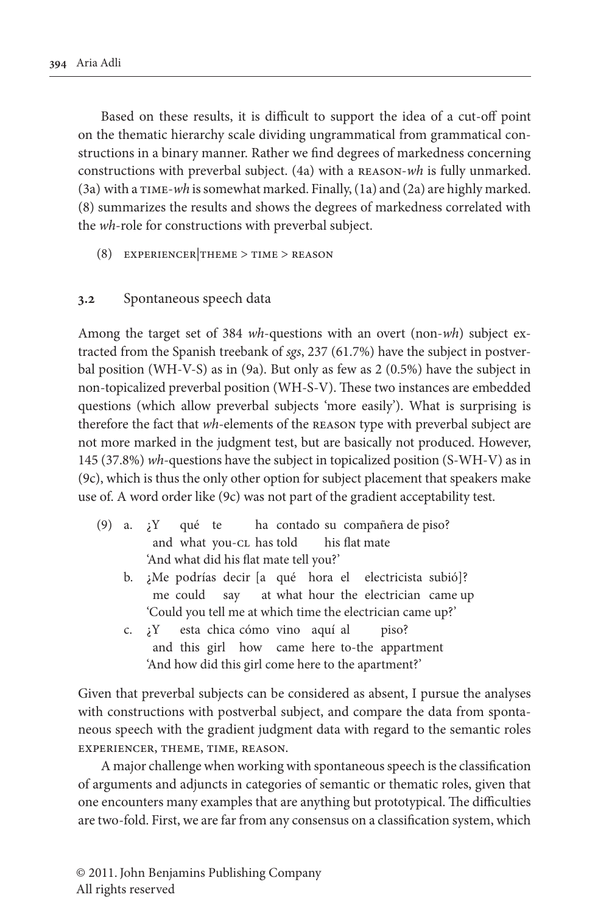Based on these results, it is difficult to support the idea of a cut-off point on the thematic hierarchy scale dividing ungrammatical from grammatical constructions in a binary manner. Rather we find degrees of markedness concerning constructions with preverbal subject. (4a) with a REASON-*wh* is fully unmarked. (3a) with a TIME-*wh* is somewhat marked. Finally, (1a) and (2a) are highly marked. (8) summarizes the results and shows the degrees of markedness correlated with the *wh*-role for constructions with preverbal subject.

(8) EXPERIENCER|THEME > TIME > REASON

### 3.2 Spontaneous speech data

Among the target set of 384 *wh*-questions with an overt (non-*wh*) subject extracted from the Spanish treebank of *sgs*, 237 (61.7%) have the subject in postverbal position (WH-V-S) as in (9a). But only as few as 2 (0.5%) have the subject in non-topicalized preverbal position (WH-S-V). These two instances are embedded questions (which allow preverbal subjects 'more easily'). What is surprising is therefore the fact that *wh*-elements of the REASON type with preverbal subject are not more marked in the judgment test, but are basically not produced. However, 145 (37.8%) *wh*-questions have the subject in topicalized position (S-WH-V) as in (9c), which is thus the only other option for subject placement that speakers make use of. A word order like (9c) was not part of the gradient acceptability test.

(9) a. ¿Y qué te ha contado su compañera de piso?
   and what you-CL has told his flat mate
   'And what did his flat mate tell you?'

   b. ¿Me podrías decir [a qué hora el electricista subió]?
   me could say at what hour the electrician came up
   'Could you tell me at which time the electrician came up?'

   c. ¿Y esta chica cómo vino aquí al piso?
   and this girl how came here to-the appartment
   'And how did this girl come here to the apartment?'

Given that preverbal subjects can be considered as absent, I pursue the analyses with constructions with postverbal subject, and compare the data from spontaneous speech with the gradient judgment data with regard to the semantic roles EXPERIENCER, THEME, TIME, REASON.

A major challenge when working with spontaneous speech is the classification of arguments and adjuncts in categories of semantic or thematic roles, given that one encounters many examples that are anything but prototypical. The difficulties are two-fold. First, we are far from any consensus on a classification system, which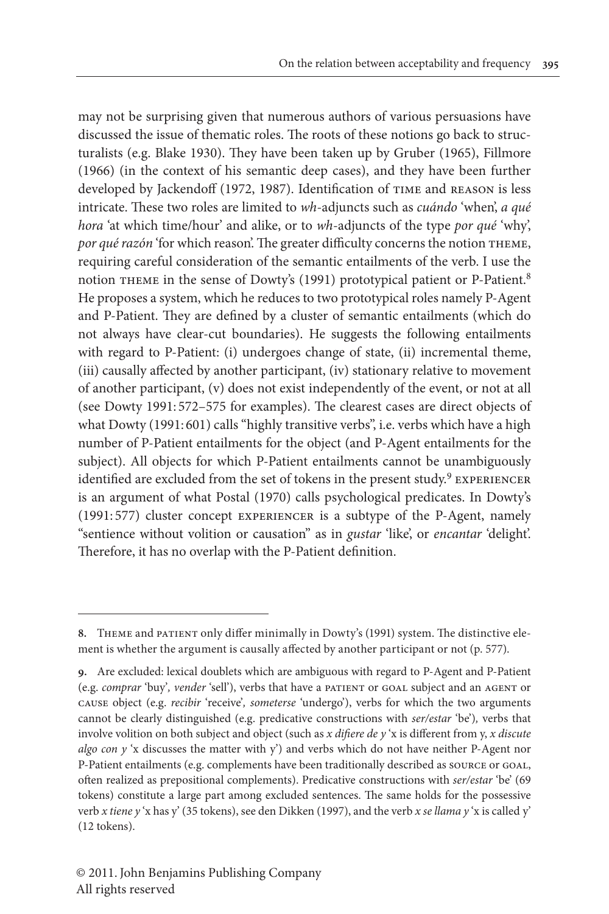may not be surprising given that numerous authors of various persuasions have discussed the issue of thematic roles. The roots of these notions go back to structuralists (e.g. Blake 1930). They have been taken up by Gruber (1965), Fillmore (1966) (in the context of his semantic deep cases), and they have been further developed by Jackendoff (1972, 1987). Identification of TIME and REASON is less intricate. These two roles are limited to *wh*-adjuncts such as *cuándo* 'when', *a qué hora* 'at which time/hour' and alike, or to *wh*-adjuncts of the type *por qué* 'why', *por qué razón* 'for which reason'. The greater difficulty concerns the notion THEME, requiring careful consideration of the semantic entailments of the verb. I use the notion THEME in the sense of Dowty's (1991) prototypical patient or P-Patient.[8] He proposes a system, which he reduces to two prototypical roles namely P-Agent and P-Patient. They are defined by a cluster of semantic entailments (which do not always have clear-cut boundaries). He suggests the following entailments with regard to P-Patient: (i) undergoes change of state, (ii) incremental theme, (iii) causally affected by another participant, (iv) stationary relative to movement of another participant, (v) does not exist independently of the event, or not at all (see Dowty 1991: 572–575 for examples). The clearest cases are direct objects of what Dowty (1991: 601) calls "highly transitive verbs", i.e. verbs which have a high number of P-Patient entailments for the object (and P-Agent entailments for the subject). All objects for which P-Patient entailments cannot be unambiguously identified are excluded from the set of tokens in the present study.[9] EXPERIENCER is an argument of what Postal (1970) calls psychological predicates. In Dowty's (1991: 577) cluster concept EXPERIENCER is a subtype of the P-Agent, namely "sentience without volition or causation" as in *gustar* 'like', or *encantar* 'delight'. Therefore, it has no overlap with the P-Patient definition.

---

**8.** THEME and PATIENT only differ minimally in Dowty's (1991) system. The distinctive element is whether the argument is causally affected by another participant or not (p. 577).

**9.** Are excluded: lexical doublets which are ambiguous with regard to P-Agent and P-Patient (e.g. *comprar* 'buy', *vender* 'sell'), verbs that have a PATIENT or GOAL subject and an AGENT or CAUSE object (e.g. *recibir* 'receive', *someterse* 'undergo'), verbs for which the two arguments cannot be clearly distinguished (e.g. predicative constructions with *ser/estar* 'be'), verbs that involve volition on both subject and object (such as *x difiere de y* 'x is different from y, *x discute algo con y* 'x discusses the matter with y') and verbs which do not have neither P-Agent nor P-Patient entailments (e.g. complements have been traditionally described as SOURCE or GOAL, often realized as prepositional complements). Predicative constructions with *ser/estar* 'be' (69 tokens) constitute a large part among excluded sentences. The same holds for the possessive verb *x tiene y* 'x has y' (35 tokens), see den Dikken (1997), and the verb *x se llama y* 'x is called y' (12 tokens).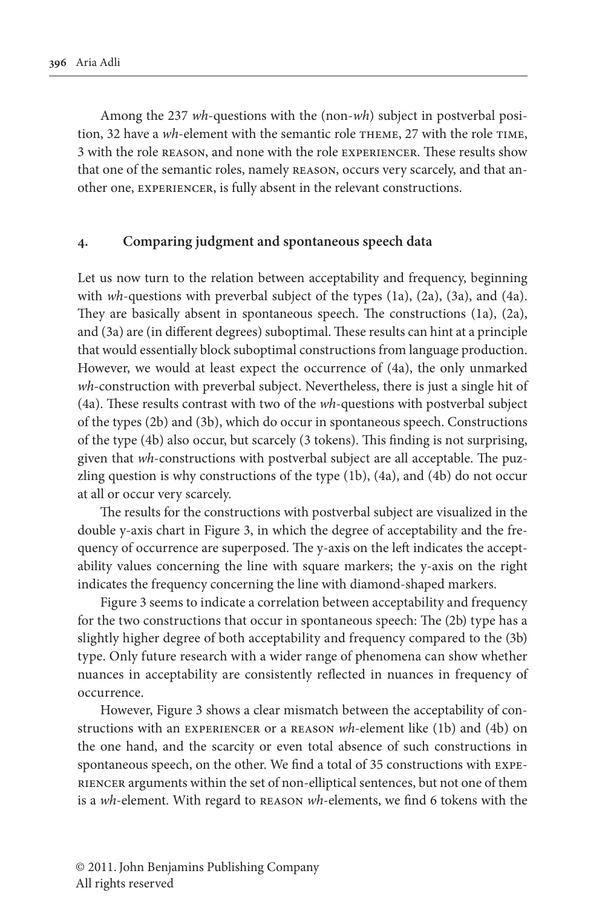Among the 237 *wh*-questions with the (non-*wh*) subject in postverbal position, 32 have a *wh*-element with the semantic role THEME, 27 with the role TIME, 3 with the role REASON, and none with the role EXPERIENCER. These results show that one of the semantic roles, namely REASON, occurs very scarcely, and that another one, EXPERIENCER, is fully absent in the relevant constructions.

## 4. Comparing judgment and spontaneous speech data

Let us now turn to the relation between acceptability and frequency, beginning with *wh*-questions with preverbal subject of the types (1a), (2a), (3a), and (4a). They are basically absent in spontaneous speech. The constructions (1a), (2a), and (3a) are (in different degrees) suboptimal. These results can hint at a principle that would essentially block suboptimal constructions from language production. However, we would at least expect the occurrence of (4a), the only unmarked *wh*-construction with preverbal subject. Nevertheless, there is just a single hit of (4a). These results contrast with two of the *wh*-questions with postverbal subject of the types (2b) and (3b), which do occur in spontaneous speech. Constructions of the type (4b) also occur, but scarcely (3 tokens). This finding is not surprising, given that *wh*-constructions with postverbal subject are all acceptable. The puzzling question is why constructions of the type (1b), (4a), and (4b) do not occur at all or occur very scarcely.

The results for the constructions with postverbal subject are visualized in the double y-axis chart in Figure 3, in which the degree of acceptability and the frequency of occurrence are superposed. The y-axis on the left indicates the acceptability values concerning the line with square markers; the y-axis on the right indicates the frequency concerning the line with diamond-shaped markers.

Figure 3 seems to indicate a correlation between acceptability and frequency for the two constructions that occur in spontaneous speech: The (2b) type has a slightly higher degree of both acceptability and frequency compared to the (3b) type. Only future research with a wider range of phenomena can show whether nuances in acceptability are consistently reflected in nuances in frequency of occurrence.

However, Figure 3 shows a clear mismatch between the acceptability of constructions with an EXPERIENCER or a REASON *wh*-element like (1b) and (4b) on the one hand, and the scarcity or even total absence of such constructions in spontaneous speech, on the other. We find a total of 35 constructions with EXPERIENCER arguments within the set of non-elliptical sentences, but not one of them is a *wh*-element. With regard to REASON *wh*-elements, we find 6 tokens with the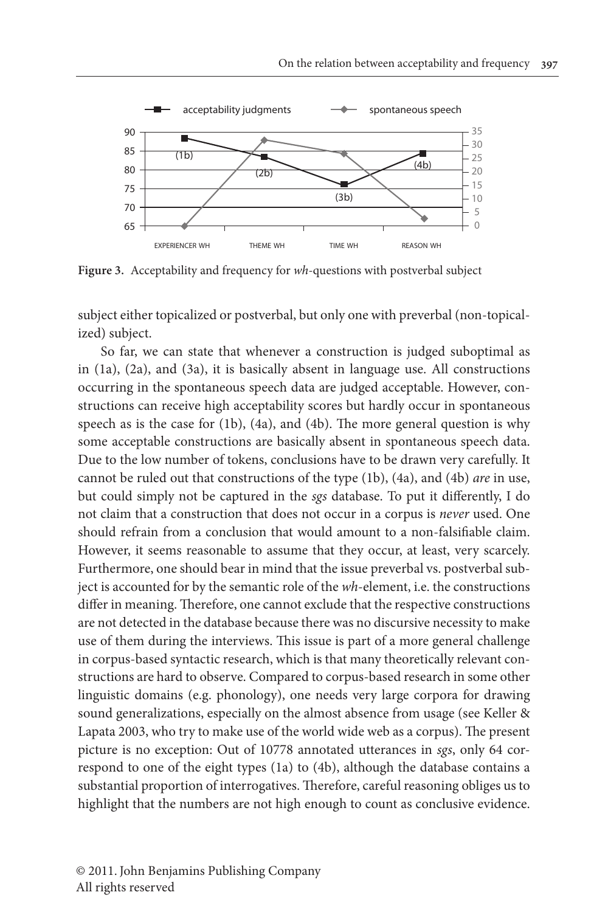acceptability judgments

spontaneous speech

90
85
80
75
70
65

35
30
25
20
15
10
5
0

(1b)
(2b)
(3b)
(4b)

EXPERIENCER WH
THEME WH
TIME WH
REASON WH

**Figure 3.** Acceptability and frequency for *wh*-questions with postverbal subject

subject either topicalized or postverbal, but only one with preverbal (non-topicalized) subject.

So far, we can state that whenever a construction is judged suboptimal as in (1a), (2a), and (3a), it is basically absent in language use. All constructions occurring in the spontaneous speech data are judged acceptable. However, constructions can receive high acceptability scores but hardly occur in spontaneous speech as is the case for (1b), (4a), and (4b). The more general question is why some acceptable constructions are basically absent in spontaneous speech data. Due to the low number of tokens, conclusions have to be drawn very carefully. It cannot be ruled out that constructions of the type (1b), (4a), and (4b) *are* in use, but could simply not be captured in the *sgs* database. To put it differently, I do not claim that a construction that does not occur in a corpus is *never* used. One should refrain from a conclusion that would amount to a non-falsifiable claim. However, it seems reasonable to assume that they occur, at least, very scarcely. Furthermore, one should bear in mind that the issue preverbal vs. postverbal subject is accounted for by the semantic role of the *wh*-element, i.e. the constructions differ in meaning. Therefore, one cannot exclude that the respective constructions are not detected in the database because there was no discursive necessity to make use of them during the interviews. This issue is part of a more general challenge in corpus-based syntactic research, which is that many theoretically relevant constructions are hard to observe. Compared to corpus-based research in some other linguistic domains (e.g. phonology), one needs very large corpora for drawing sound generalizations, especially on the almost absence from usage (see Keller & Lapata 2003, who try to make use of the world wide web as a corpus). The present picture is no exception: Out of 10778 annotated utterances in *sgs*, only 64 correspond to one of the eight types (1a) to (4b), although the database contains a substantial proportion of interrogatives. Therefore, careful reasoning obliges us to highlight that the numbers are not high enough to count as conclusive evidence.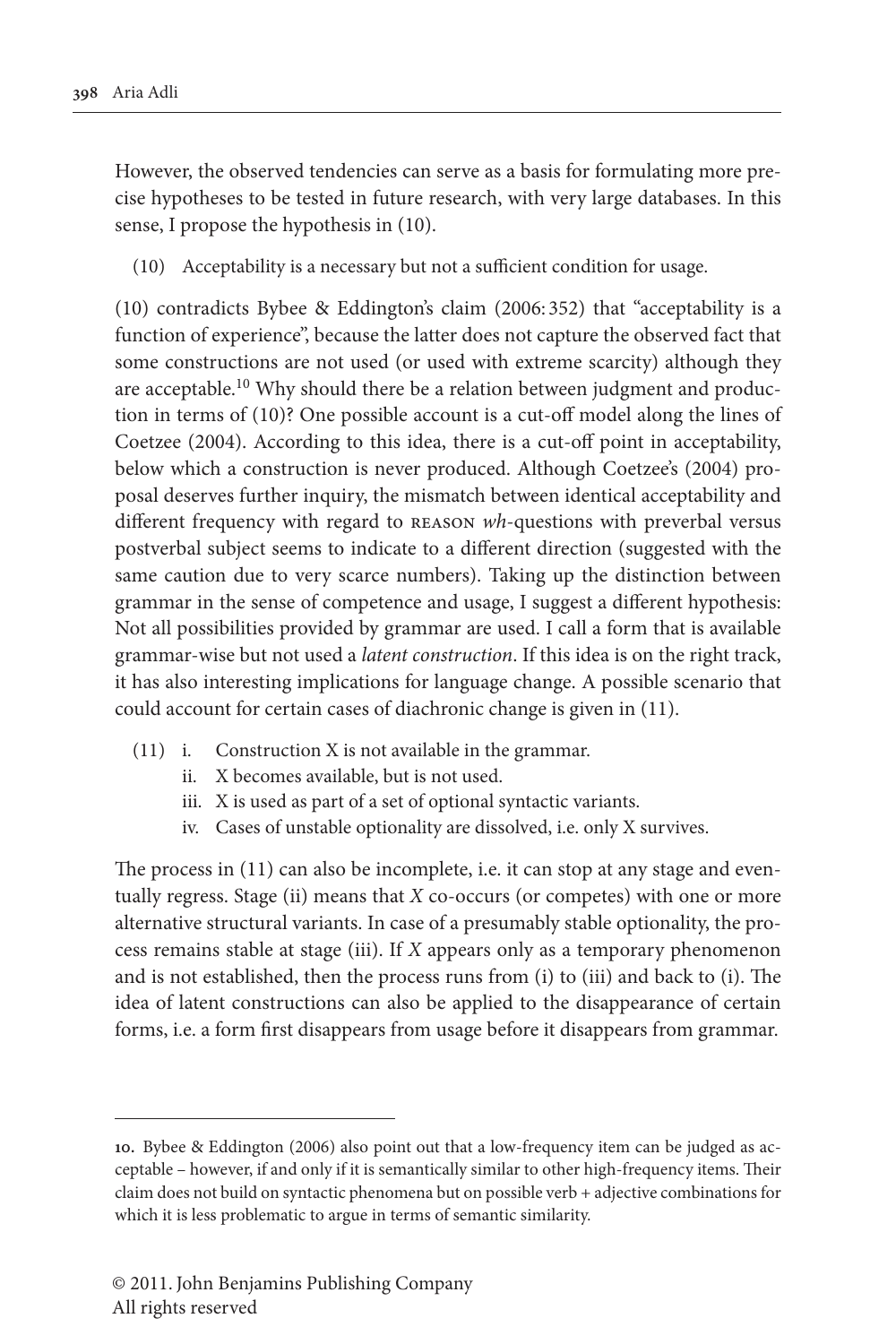However, the observed tendencies can serve as a basis for formulating more precise hypotheses to be tested in future research, with very large databases. In this sense, I propose the hypothesis in (10).

(10) Acceptability is a necessary but not a sufficient condition for usage.

(10) contradicts Bybee & Eddington's claim (2006: 352) that "acceptability is a function of experience", because the latter does not capture the observed fact that some constructions are not used (or used with extreme scarcity) although they are acceptable.[10] Why should there be a relation between judgment and production in terms of (10)? One possible account is a cut-off model along the lines of Coetzee (2004). According to this idea, there is a cut-off point in acceptability, below which a construction is never produced. Although Coetzee's (2004) proposal deserves further inquiry, the mismatch between identical acceptability and different frequency with regard to REASON *wh*-questions with preverbal versus postverbal subject seems to indicate to a different direction (suggested with the same caution due to very scarce numbers). Taking up the distinction between grammar in the sense of competence and usage, I suggest a different hypothesis: Not all possibilities provided by grammar are used. I call a form that is available grammar-wise but not used a *latent construction*. If this idea is on the right track, it has also interesting implications for language change. A possible scenario that could account for certain cases of diachronic change is given in (11).

(11) i. Construction X is not available in the grammar.
  ii. X becomes available, but is not used.
  iii. X is used as part of a set of optional syntactic variants.
  iv. Cases of unstable optionality are dissolved, i.e. only X survives.

The process in (11) can also be incomplete, i.e. it can stop at any stage and eventually regress. Stage (ii) means that *X* co-occurs (or competes) with one or more alternative structural variants. In case of a presumably stable optionality, the process remains stable at stage (iii). If *X* appears only as a temporary phenomenon and is not established, then the process runs from (i) to (iii) and back to (i). The idea of latent constructions can also be applied to the disappearance of certain forms, i.e. a form first disappears from usage before it disappears from grammar.

---

**10.** Bybee & Eddington (2006) also point out that a low-frequency item can be judged as acceptable – however, if and only if it is semantically similar to other high-frequency items. Their claim does not build on syntactic phenomena but on possible verb + adjective combinations for which it is less problematic to argue in terms of semantic similarity.

© 2011. John Benjamins Publishing Company
All rights reserved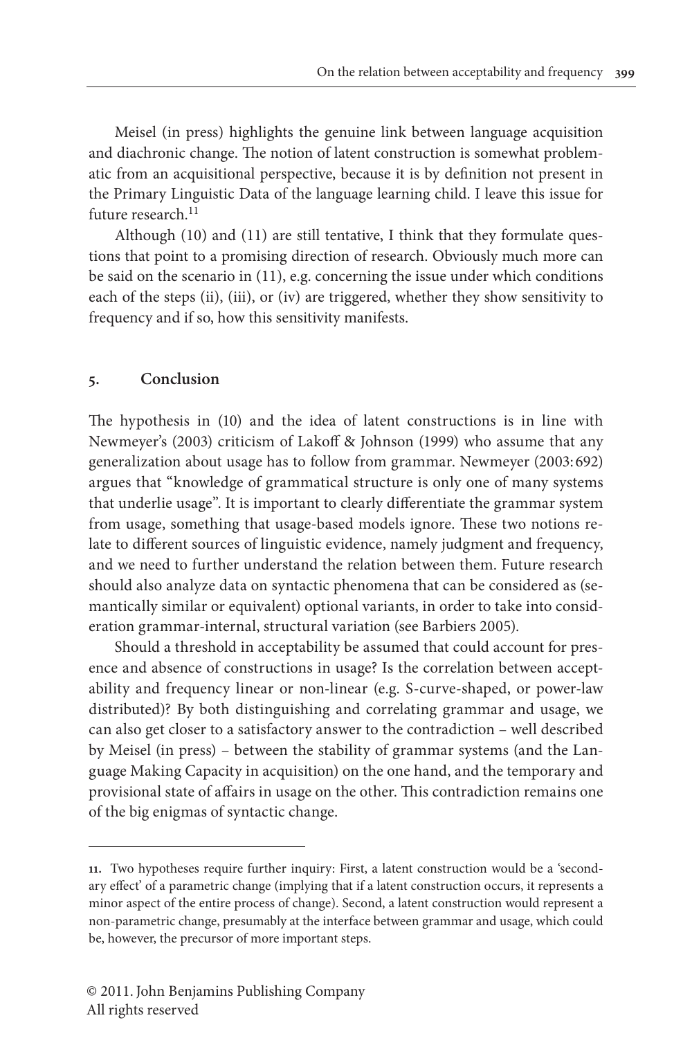Meisel (in press) highlights the genuine link between language acquisition and diachronic change. The notion of latent construction is somewhat problematic from an acquisitional perspective, because it is by definition not present in the Primary Linguistic Data of the language learning child. I leave this issue for future research.[11]

Although (10) and (11) are still tentative, I think that they formulate questions that point to a promising direction of research. Obviously much more can be said on the scenario in (11), e.g. concerning the issue under which conditions each of the steps (ii), (iii), or (iv) are triggered, whether they show sensitivity to frequency and if so, how this sensitivity manifests.

## 5. Conclusion

The hypothesis in (10) and the idea of latent constructions is in line with Newmeyer's (2003) criticism of Lakoff & Johnson (1999) who assume that any generalization about usage has to follow from grammar. Newmeyer (2003: 692) argues that "knowledge of grammatical structure is only one of many systems that underlie usage". It is important to clearly differentiate the grammar system from usage, something that usage-based models ignore. These two notions relate to different sources of linguistic evidence, namely judgment and frequency, and we need to further understand the relation between them. Future research should also analyze data on syntactic phenomena that can be considered as (semantically similar or equivalent) optional variants, in order to take into consideration grammar-internal, structural variation (see Barbiers 2005).

Should a threshold in acceptability be assumed that could account for presence and absence of constructions in usage? Is the correlation between acceptability and frequency linear or non-linear (e.g. S-curve-shaped, or power-law distributed)? By both distinguishing and correlating grammar and usage, we can also get closer to a satisfactory answer to the contradiction – well described by Meisel (in press) – between the stability of grammar systems (and the Language Making Capacity in acquisition) on the one hand, and the temporary and provisional state of affairs in usage on the other. This contradiction remains one of the big enigmas of syntactic change.

---

**11.** Two hypotheses require further inquiry: First, a latent construction would be a 'secondary effect' of a parametric change (implying that if a latent construction occurs, it represents a minor aspect of the entire process of change). Second, a latent construction would represent a non-parametric change, presumably at the interface between grammar and usage, which could be, however, the precursor of more important steps.

© 2011. John Benjamins Publishing Company
All rights reserved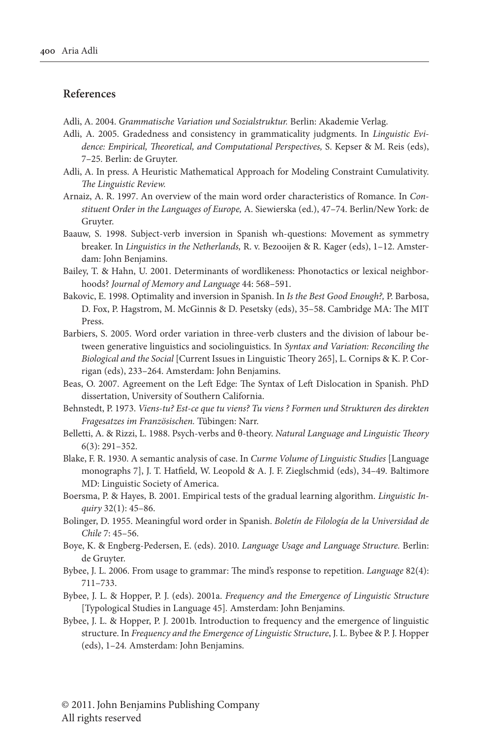## References

Adli, A. 2004. *Grammatische Variation und Sozialstruktur.* Berlin: Akademie Verlag.

Adli, A. 2005. Gradedness and consistency in grammaticality judgments. In *Linguistic Evidence: Empirical, Theoretical, and Computational Perspectives,* S. Kepser & M. Reis (eds), 7–25. Berlin: de Gruyter.

Adli, A. In press. A Heuristic Mathematical Approach for Modeling Constraint Cumulativity. *The Linguistic Review.*

Arnaiz, A. R. 1997. An overview of the main word order characteristics of Romance. In *Constituent Order in the Languages of Europe,* A. Siewierska (ed.), 47–74. Berlin/New York: de Gruyter.

Baauw, S. 1998. Subject-verb inversion in Spanish wh-questions: Movement as symmetry breaker. In *Linguistics in the Netherlands,* R. v. Bezooijen & R. Kager (eds), 1–12. Amsterdam: John Benjamins.

Bailey, T. & Hahn, U. 2001. Determinants of wordlikeness: Phonotactics or lexical neighborhoods? *Journal of Memory and Language* 44: 568–591.

Bakovic, E. 1998. Optimality and inversion in Spanish. In *Is the Best Good Enough?,* P. Barbosa, D. Fox, P. Hagstrom, M. McGinnis & D. Pesetsky (eds), 35–58. Cambridge MA: The MIT Press.

Barbiers, S. 2005. Word order variation in three-verb clusters and the division of labour between generative linguistics and sociolinguistics. In *Syntax and Variation: Reconciling the Biological and the Social* [Current Issues in Linguistic Theory 265], L. Cornips & K. P. Corrigan (eds), 233–264. Amsterdam: John Benjamins.

Beas, O. 2007. Agreement on the Left Edge: The Syntax of Left Dislocation in Spanish. PhD dissertation, University of Southern California.

Behnstedt, P. 1973. *Viens-tu? Est-ce que tu viens? Tu viens ? Formen und Strukturen des direkten Fragesatzes im Französischen.* Tübingen: Narr.

Belletti, A. & Rizzi, L. 1988. Psych-verbs and θ-theory. *Natural Language and Linguistic Theory* 6(3): 291–352.

Blake, F. R. 1930. A semantic analysis of case. In *Curme Volume of Linguistic Studies* [Language monographs 7], J. T. Hatfield, W. Leopold & A. J. F. Zieglschmid (eds), 34–49. Baltimore MD: Linguistic Society of America.

Boersma, P. & Hayes, B. 2001. Empirical tests of the gradual learning algorithm. *Linguistic Inquiry* 32(1): 45–86.

Bolinger, D. 1955. Meaningful word order in Spanish. *Boletín de Filología de la Universidad de Chile* 7: 45–56.

Boye, K. & Engberg-Pedersen, E. (eds). 2010. *Language Usage and Language Structure.* Berlin: de Gruyter.

Bybee, J. L. 2006. From usage to grammar: The mind's response to repetition. *Language* 82(4): 711–733.

Bybee, J. L. & Hopper, P. J. (eds). 2001a. *Frequency and the Emergence of Linguistic Structure* [Typological Studies in Language 45]. Amsterdam: John Benjamins.

Bybee, J. L. & Hopper, P. J. 2001b. Introduction to frequency and the emergence of linguistic structure. In *Frequency and the Emergence of Linguistic Structure*, J. L. Bybee & P. J. Hopper (eds), 1–24. Amsterdam: John Benjamins.

© 2011. John Benjamins Publishing Company
All rights reserved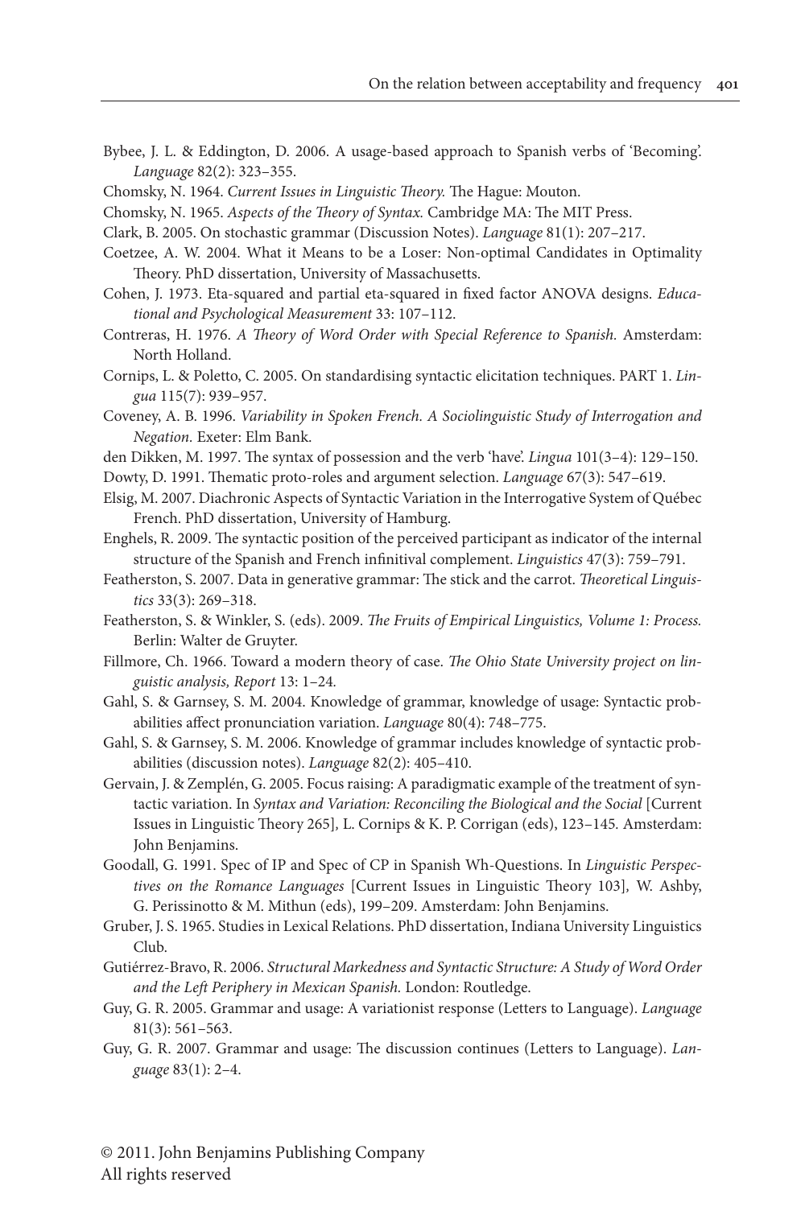Bybee, J. L. & Eddington, D. 2006. A usage-based approach to Spanish verbs of 'Becoming'. *Language* 82(2): 323–355.

Chomsky, N. 1964. *Current Issues in Linguistic Theory.* The Hague: Mouton.

Chomsky, N. 1965. *Aspects of the Theory of Syntax.* Cambridge MA: The MIT Press.

Clark, B. 2005. On stochastic grammar (Discussion Notes). *Language* 81(1): 207–217.

Coetzee, A. W. 2004. What it Means to be a Loser: Non-optimal Candidates in Optimality Theory. PhD dissertation, University of Massachusetts.

Cohen, J. 1973. Eta-squared and partial eta-squared in fixed factor ANOVA designs. *Educational and Psychological Measurement* 33: 107–112.

Contreras, H. 1976. *A Theory of Word Order with Special Reference to Spanish.* Amsterdam: North Holland.

Cornips, L. & Poletto, C. 2005. On standardising syntactic elicitation techniques. PART 1. *Lingua* 115(7): 939–957.

Coveney, A. B. 1996. *Variability in Spoken French. A Sociolinguistic Study of Interrogation and Negation.* Exeter: Elm Bank.

den Dikken, M. 1997. The syntax of possession and the verb 'have'. *Lingua* 101(3–4): 129–150.

Dowty, D. 1991. Thematic proto-roles and argument selection. *Language* 67(3): 547–619.

Elsig, M. 2007. Diachronic Aspects of Syntactic Variation in the Interrogative System of Québec French. PhD dissertation, University of Hamburg.

Enghels, R. 2009. The syntactic position of the perceived participant as indicator of the internal structure of the Spanish and French infinitival complement. *Linguistics* 47(3): 759–791.

Featherston, S. 2007. Data in generative grammar: The stick and the carrot. *Theoretical Linguistics* 33(3): 269–318.

Featherston, S. & Winkler, S. (eds). 2009. *The Fruits of Empirical Linguistics, Volume 1: Process.* Berlin: Walter de Gruyter.

Fillmore, Ch. 1966. Toward a modern theory of case. *The Ohio State University project on linguistic analysis, Report* 13: 1–24.

Gahl, S. & Garnsey, S. M. 2004. Knowledge of grammar, knowledge of usage: Syntactic probabilities affect pronunciation variation. *Language* 80(4): 748–775.

Gahl, S. & Garnsey, S. M. 2006. Knowledge of grammar includes knowledge of syntactic probabilities (discussion notes). *Language* 82(2): 405–410.

Gervain, J. & Zemplén, G. 2005. Focus raising: A paradigmatic example of the treatment of syntactic variation. In *Syntax and Variation: Reconciling the Biological and the Social* [Current Issues in Linguistic Theory 265], L. Cornips & K. P. Corrigan (eds), 123–145. Amsterdam: John Benjamins.

Goodall, G. 1991. Spec of IP and Spec of CP in Spanish Wh-Questions. In *Linguistic Perspectives on the Romance Languages* [Current Issues in Linguistic Theory 103], W. Ashby, G. Perissinotto & M. Mithun (eds), 199–209. Amsterdam: John Benjamins.

Gruber, J. S. 1965. Studies in Lexical Relations. PhD dissertation, Indiana University Linguistics Club.

Gutiérrez-Bravo, R. 2006. *Structural Markedness and Syntactic Structure: A Study of Word Order and the Left Periphery in Mexican Spanish.* London: Routledge.

Guy, G. R. 2005. Grammar and usage: A variationist response (Letters to Language). *Language* 81(3): 561–563.

Guy, G. R. 2007. Grammar and usage: The discussion continues (Letters to Language). *Language* 83(1): 2–4.

© 2011. John Benjamins Publishing Company
All rights reserved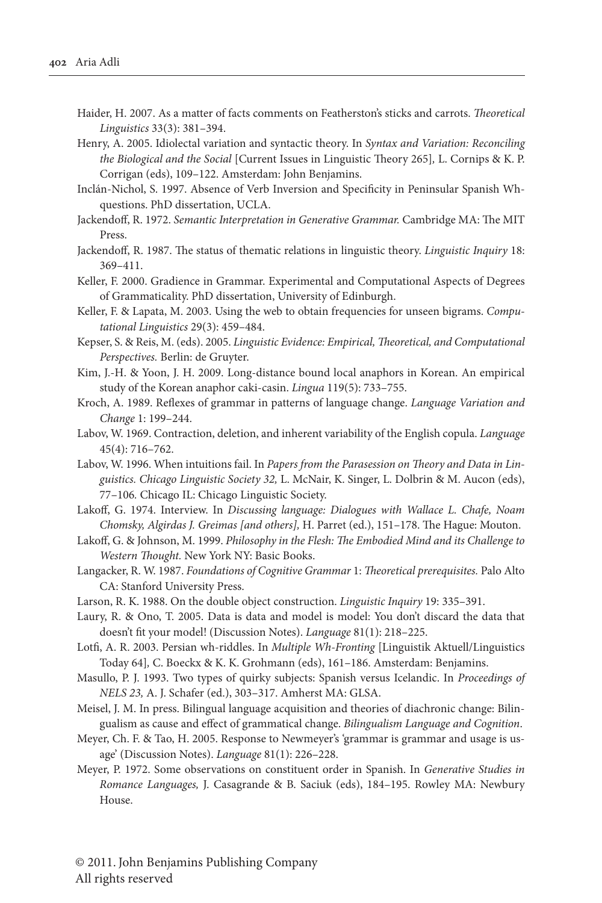Haider, H. 2007. As a matter of facts comments on Featherston's sticks and carrots. *Theoretical Linguistics* 33(3): 381–394.

Henry, A. 2005. Idiolectal variation and syntactic theory. In *Syntax and Variation: Reconciling the Biological and the Social* [Current Issues in Linguistic Theory 265], L. Cornips & K. P. Corrigan (eds), 109–122. Amsterdam: John Benjamins.

Inclán-Nichol, S. 1997. Absence of Verb Inversion and Specificity in Peninsular Spanish Wh-questions. PhD dissertation, UCLA.

Jackendoff, R. 1972. *Semantic Interpretation in Generative Grammar.* Cambridge MA: The MIT Press.

Jackendoff, R. 1987. The status of thematic relations in linguistic theory. *Linguistic Inquiry* 18: 369–411.

Keller, F. 2000. Gradience in Grammar. Experimental and Computational Aspects of Degrees of Grammaticality. PhD dissertation, University of Edinburgh.

Keller, F. & Lapata, M. 2003. Using the web to obtain frequencies for unseen bigrams. *Computational Linguistics* 29(3): 459–484.

Kepser, S. & Reis, M. (eds). 2005. *Linguistic Evidence: Empirical, Theoretical, and Computational Perspectives.* Berlin: de Gruyter.

Kim, J.-H. & Yoon, J. H. 2009. Long-distance bound local anaphors in Korean. An empirical study of the Korean anaphor caki-casin. *Lingua* 119(5): 733–755.

Kroch, A. 1989. Reflexes of grammar in patterns of language change. *Language Variation and Change* 1: 199–244.

Labov, W. 1969. Contraction, deletion, and inherent variability of the English copula. *Language* 45(4): 716–762.

Labov, W. 1996. When intuitions fail. In *Papers from the Parasession on Theory and Data in Linguistics. Chicago Linguistic Society 32,* L. McNair, K. Singer, L. Dolbrin & M. Aucon (eds), 77–106. Chicago IL: Chicago Linguistic Society.

Lakoff, G. 1974. Interview. In *Discussing language: Dialogues with Wallace L. Chafe, Noam Chomsky, Algirdas J. Greimas [and others],* H. Parret (ed.), 151–178. The Hague: Mouton.

Lakoff, G. & Johnson, M. 1999. *Philosophy in the Flesh: The Embodied Mind and its Challenge to Western Thought.* New York NY: Basic Books.

Langacker, R. W. 1987. *Foundations of Cognitive Grammar* 1: *Theoretical prerequisites.* Palo Alto CA: Stanford University Press.

Larson, R. K. 1988. On the double object construction. *Linguistic Inquiry* 19: 335–391.

Laury, R. & Ono, T. 2005. Data is data and model is model: You don't discard the data that doesn't fit your model! (Discussion Notes). *Language* 81(1): 218–225.

Lotfi, A. R. 2003. Persian wh-riddles. In *Multiple Wh-Fronting* [Linguistik Aktuell/Linguistics Today 64], C. Boeckx & K. K. Grohmann (eds), 161–186. Amsterdam: Benjamins.

Masullo, P. J. 1993. Two types of quirky subjects: Spanish versus Icelandic. In *Proceedings of NELS 23,* A. J. Schafer (ed.), 303–317. Amherst MA: GLSA.

Meisel, J. M. In press. Bilingual language acquisition and theories of diachronic change: Bilingualism as cause and effect of grammatical change. *Bilingualism Language and Cognition*.

Meyer, Ch. F. & Tao, H. 2005. Response to Newmeyer's 'grammar is grammar and usage is usage' (Discussion Notes). *Language* 81(1): 226–228.

Meyer, P. 1972. Some observations on constituent order in Spanish. In *Generative Studies in Romance Languages,* J. Casagrande & B. Saciuk (eds), 184–195. Rowley MA: Newbury House.

© 2011. John Benjamins Publishing Company
All rights reserved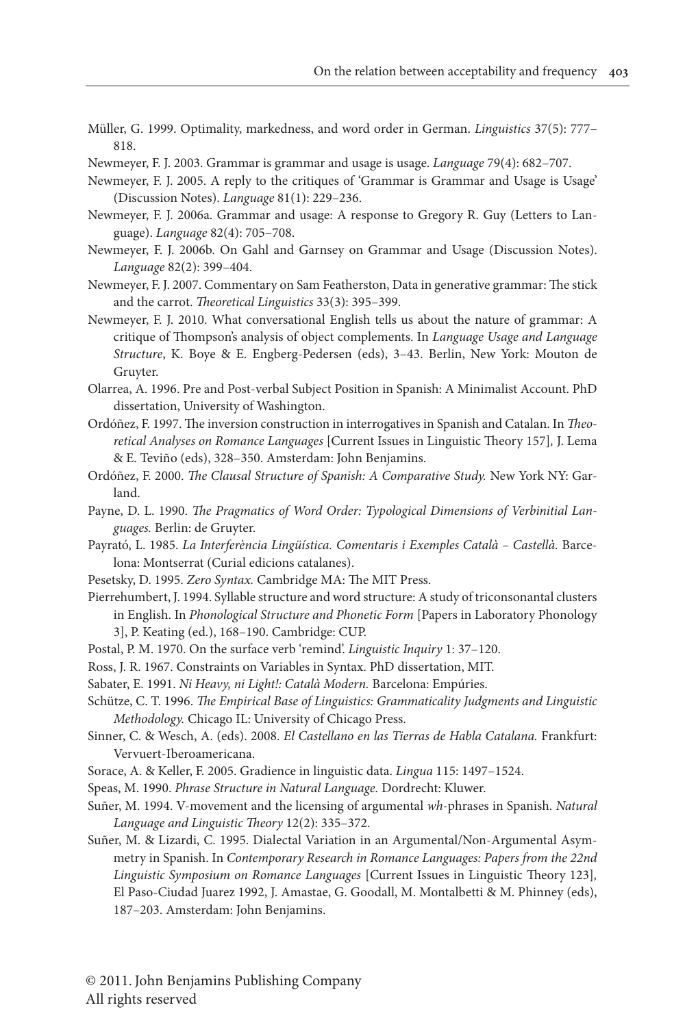Müller, G. 1999. Optimality, markedness, and word order in German. *Linguistics* 37(5): 777–818.

Newmeyer, F. J. 2003. Grammar is grammar and usage is usage. *Language* 79(4): 682–707.

Newmeyer, F. J. 2005. A reply to the critiques of 'Grammar is Grammar and Usage is Usage' (Discussion Notes). *Language* 81(1): 229–236.

Newmeyer, F. J. 2006a. Grammar and usage: A response to Gregory R. Guy (Letters to Language). *Language* 82(4): 705–708.

Newmeyer, F. J. 2006b. On Gahl and Garnsey on Grammar and Usage (Discussion Notes). *Language* 82(2): 399–404.

Newmeyer, F. J. 2007. Commentary on Sam Featherston, Data in generative grammar: The stick and the carrot. *Theoretical Linguistics* 33(3): 395–399.

Newmeyer, F. J. 2010. What conversational English tells us about the nature of grammar: A critique of Thompson's analysis of object complements. In *Language Usage and Language Structure*, K. Boye & E. Engberg-Pedersen (eds), 3–43. Berlin, New York: Mouton de Gruyter.

Olarrea, A. 1996. Pre and Post-verbal Subject Position in Spanish: A Minimalist Account. PhD dissertation, University of Washington.

Ordóñez, F. 1997. The inversion construction in interrogatives in Spanish and Catalan. In *Theoretical Analyses on Romance Languages* [Current Issues in Linguistic Theory 157], J. Lema & E. Teviño (eds), 328–350. Amsterdam: John Benjamins.

Ordóñez, F. 2000. *The Clausal Structure of Spanish: A Comparative Study.* New York NY: Garland.

Payne, D. L. 1990. *The Pragmatics of Word Order: Typological Dimensions of Verbinitial Languages.* Berlin: de Gruyter.

Payrató, L. 1985. *La Interferència Lingüística. Comentaris i Exemples Català – Castellà*. Barcelona: Montserrat (Curial edicions catalanes).

Pesetsky, D. 1995. *Zero Syntax.* Cambridge MA: The MIT Press.

Pierrehumbert, J. 1994. Syllable structure and word structure: A study of triconsonantal clusters in English. In *Phonological Structure and Phonetic Form* [Papers in Laboratory Phonology 3], P. Keating (ed.), 168–190. Cambridge: CUP.

Postal, P. M. 1970. On the surface verb 'remind'. *Linguistic Inquiry* 1: 37–120.

Ross, J. R. 1967. Constraints on Variables in Syntax. PhD dissertation, MIT.

Sabater, E. 1991. *Ni Heavy, ni Light!: Català Modern.* Barcelona: Empúries.

Schütze, C. T. 1996. *The Empirical Base of Linguistics: Grammaticality Judgments and Linguistic Methodology.* Chicago IL: University of Chicago Press.

Sinner, C. & Wesch, A. (eds). 2008. *El Castellano en las Tierras de Habla Catalana.* Frankfurt: Vervuert-Iberoamericana.

Sorace, A. & Keller, F. 2005. Gradience in linguistic data. *Lingua* 115: 1497–1524.

Speas, M. 1990. *Phrase Structure in Natural Language.* Dordrecht: Kluwer.

Suñer, M. 1994. V-movement and the licensing of argumental *wh*-phrases in Spanish. *Natural Language and Linguistic Theory* 12(2): 335–372.

Suñer, M. & Lizardi, C. 1995. Dialectal Variation in an Argumental/Non-Argumental Asymmetry in Spanish. In *Contemporary Research in Romance Languages: Papers from the 22nd Linguistic Symposium on Romance Languages* [Current Issues in Linguistic Theory 123], El Paso-Ciudad Juarez 1992, J. Amastae, G. Goodall, M. Montalbetti & M. Phinney (eds), 187–203. Amsterdam: John Benjamins.

© 2011. John Benjamins Publishing Company
All rights reserved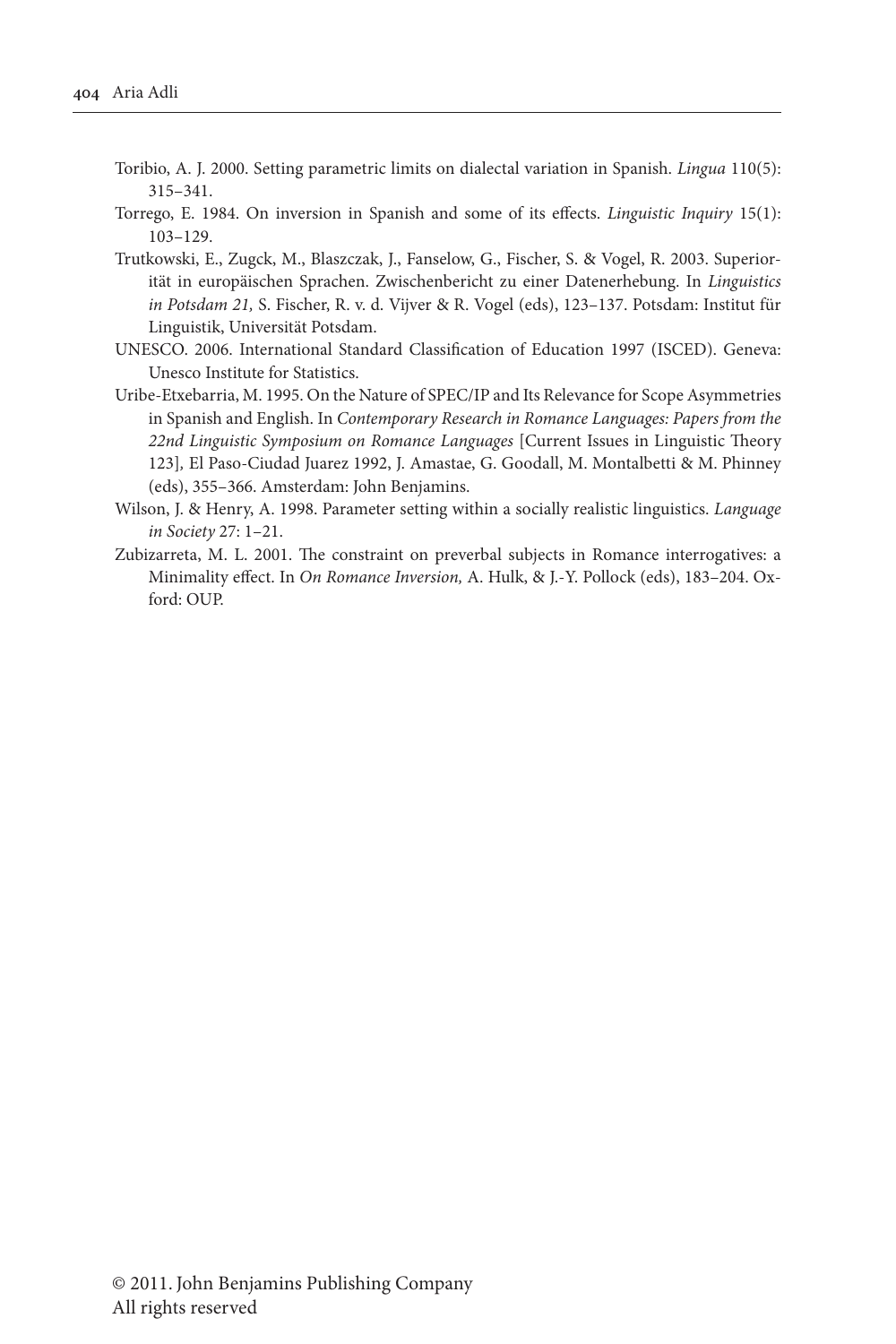Toribio, A. J. 2000. Setting parametric limits on dialectal variation in Spanish. *Lingua* 110(5): 315–341.

Torrego, E. 1984. On inversion in Spanish and some of its effects. *Linguistic Inquiry* 15(1): 103–129.

Trutkowski, E., Zugck, M., Blaszczak, J., Fanselow, G., Fischer, S. & Vogel, R. 2003. Superiorität in europäischen Sprachen. Zwischenbericht zu einer Datenerhebung. In *Linguistics in Potsdam 21,* S. Fischer, R. v. d. Vijver & R. Vogel (eds), 123–137. Potsdam: Institut für Linguistik, Universität Potsdam.

UNESCO. 2006. International Standard Classification of Education 1997 (ISCED). Geneva: Unesco Institute for Statistics.

Uribe-Etxebarria, M. 1995. On the Nature of SPEC/IP and Its Relevance for Scope Asymmetries in Spanish and English. In *Contemporary Research in Romance Languages: Papers from the 22nd Linguistic Symposium on Romance Languages* [Current Issues in Linguistic Theory 123], El Paso-Ciudad Juarez 1992, J. Amastae, G. Goodall, M. Montalbetti & M. Phinney (eds), 355–366. Amsterdam: John Benjamins.

Wilson, J. & Henry, A. 1998. Parameter setting within a socially realistic linguistics. *Language in Society* 27: 1–21.

Zubizarreta, M. L. 2001. The constraint on preverbal subjects in Romance interrogatives: a Minimality effect. In *On Romance Inversion,* A. Hulk, & J.-Y. Pollock (eds), 183–204. Oxford: OUP.

© 2011. John Benjamins Publishing Company
All rights reserved